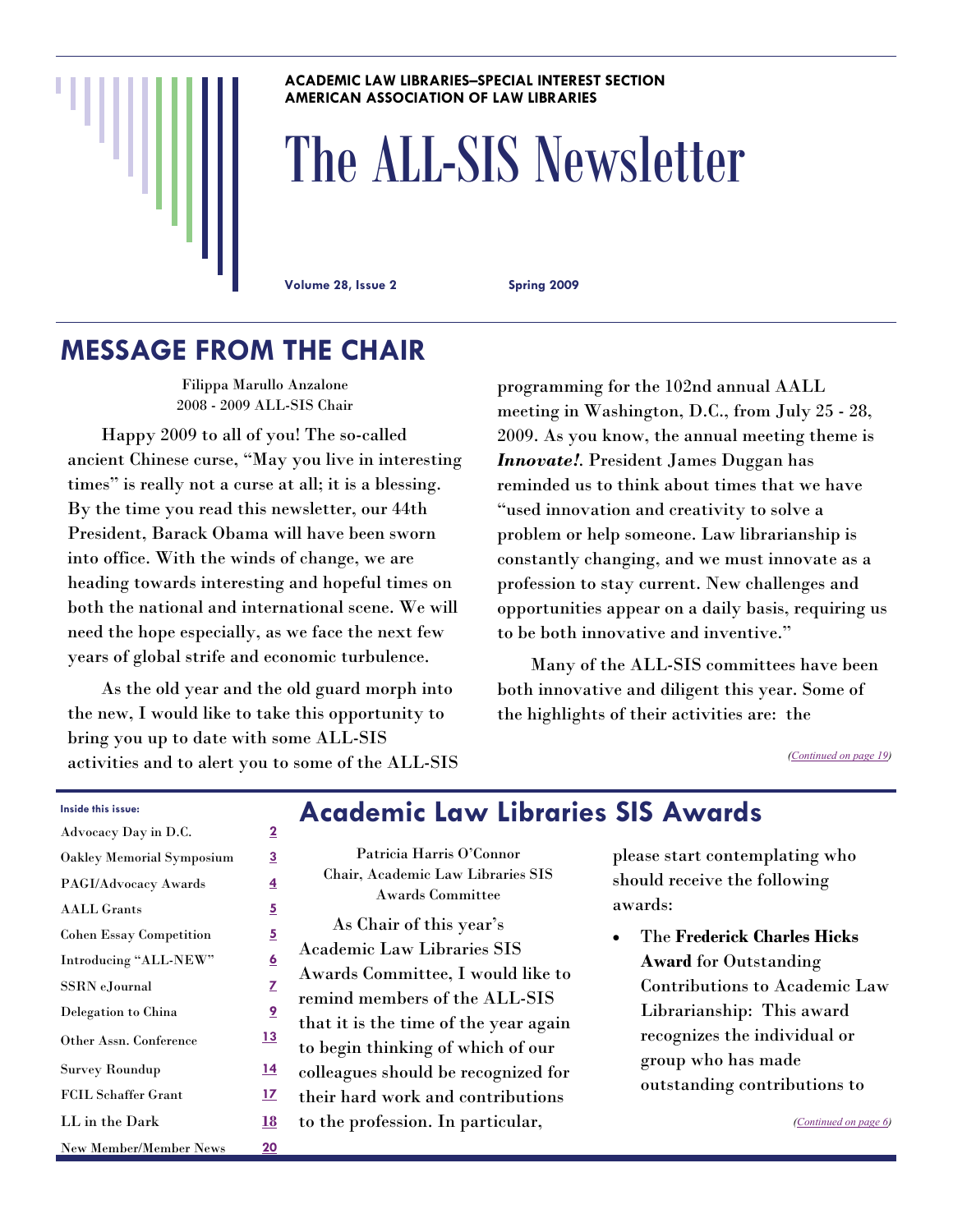**ACADEMIC LAW LIBRARIES—SPECIAL INTEREST SECTION**
**AMERICAN ASSOCIATION OF LAW LIBRARIES**

# The ALL-SIS Newsletter

**Volume 28, Issue 2** **Spring 2009**

## MESSAGE FROM THE CHAIR

Filippa Marullo Anzalone
2008 - 2009 ALL-SIS Chair

Happy 2009 to all of you! The so-called ancient Chinese curse, "May you live in interesting times" is really not a curse at all; it is a blessing. By the time you read this newsletter, our 44th President, Barack Obama will have been sworn into office. With the winds of change, we are heading towards interesting and hopeful times on both the national and international scene. We will need the hope especially, as we face the next few years of global strife and economic turbulence.

As the old year and the old guard morph into the new, I would like to take this opportunity to bring you up to date with some ALL-SIS activities and to alert you to some of the ALL-SIS programming for the 102nd annual AALL meeting in Washington, D.C., from July 25 - 28, 2009. As you know, the annual meeting theme is ***Innovate!***. President James Duggan has reminded us to think about times that we have "used innovation and creativity to solve a problem or help someone. Law librarianship is constantly changing, and we must innovate as a profession to stay current. New challenges and opportunities appear on a daily basis, requiring us to be both innovative and inventive."

Many of the ALL-SIS committees have been both innovative and diligent this year. Some of the highlights of their activities are: the

*(Continued on page 19)*

**Inside this issue:**

| | |
|---|---|
| Advocacy Day in D.C. | 2 |
| Oakley Memorial Symposium | 3 |
| PAGI/Advocacy Awards | 4 |
| AALL Grants | 5 |
| Cohen Essay Competition | 5 |
| Introducing "ALL-NEW" | 6 |
| SSRN eJournal | 7 |
| Delegation to China | 9 |
| Other Assn. Conference | 13 |
| Survey Roundup | 14 |
| FCIL Schaffer Grant | 17 |
| LL in the Dark | 18 |
| New Member/Member News | 20 |

## Academic Law Libraries SIS Awards

Patricia Harris O'Connor
Chair, Academic Law Libraries SIS Awards Committee

As Chair of this year's Academic Law Libraries SIS Awards Committee, I would like to remind members of the ALL-SIS that it is the time of the year again to begin thinking of which of our colleagues should be recognized for their hard work and contributions to the profession. In particular, please start contemplating who should receive the following awards:

- The **Frederick Charles Hicks Award** for Outstanding Contributions to Academic Law Librarianship: This award recognizes the individual or group who has made outstanding contributions to

*(Continued on page 6)*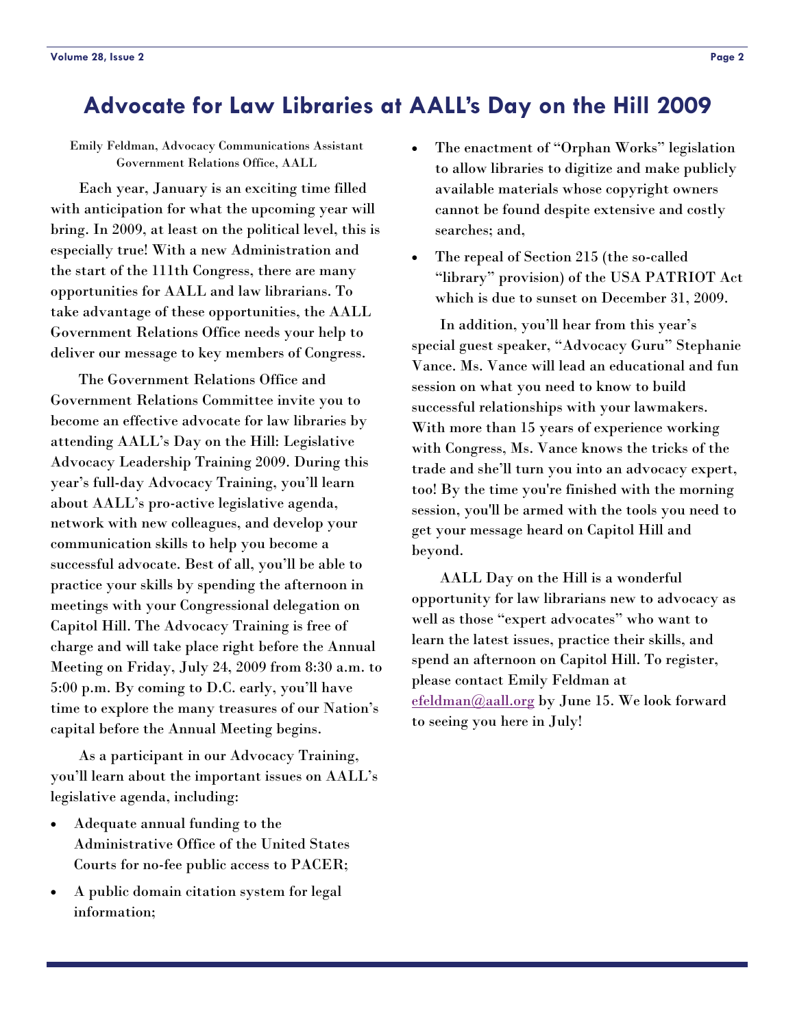# Advocate for Law Libraries at AALL's Day on the Hill 2009

Emily Feldman, Advocacy Communications Assistant
Government Relations Office, AALL

Each year, January is an exciting time filled with anticipation for what the upcoming year will bring. In 2009, at least on the political level, this is especially true! With a new Administration and the start of the 111th Congress, there are many opportunities for AALL and law librarians. To take advantage of these opportunities, the AALL Government Relations Office needs your help to deliver our message to key members of Congress.

The Government Relations Office and Government Relations Committee invite you to become an effective advocate for law libraries by attending AALL's Day on the Hill: Legislative Advocacy Leadership Training 2009. During this year's full-day Advocacy Training, you'll learn about AALL's pro-active legislative agenda, network with new colleagues, and develop your communication skills to help you become a successful advocate. Best of all, you'll be able to practice your skills by spending the afternoon in meetings with your Congressional delegation on Capitol Hill. The Advocacy Training is free of charge and will take place right before the Annual Meeting on Friday, July 24, 2009 from 8:30 a.m. to 5:00 p.m. By coming to D.C. early, you'll have time to explore the many treasures of our Nation's capital before the Annual Meeting begins.

As a participant in our Advocacy Training, you'll learn about the important issues on AALL's legislative agenda, including:

- Adequate annual funding to the Administrative Office of the United States Courts for no-fee public access to PACER;
- A public domain citation system for legal information;
- The enactment of "Orphan Works" legislation to allow libraries to digitize and make publicly available materials whose copyright owners cannot be found despite extensive and costly searches; and,
- The repeal of Section 215 (the so-called "library" provision) of the USA PATRIOT Act which is due to sunset on December 31, 2009.

In addition, you'll hear from this year's special guest speaker, "Advocacy Guru" Stephanie Vance. Ms. Vance will lead an educational and fun session on what you need to know to build successful relationships with your lawmakers. With more than 15 years of experience working with Congress, Ms. Vance knows the tricks of the trade and she'll turn you into an advocacy expert, too! By the time you're finished with the morning session, you'll be armed with the tools you need to get your message heard on Capitol Hill and beyond.

AALL Day on the Hill is a wonderful opportunity for law librarians new to advocacy as well as those "expert advocates" who want to learn the latest issues, practice their skills, and spend an afternoon on Capitol Hill. To register, please contact Emily Feldman at efeldman@aall.org by June 15. We look forward to seeing you here in July!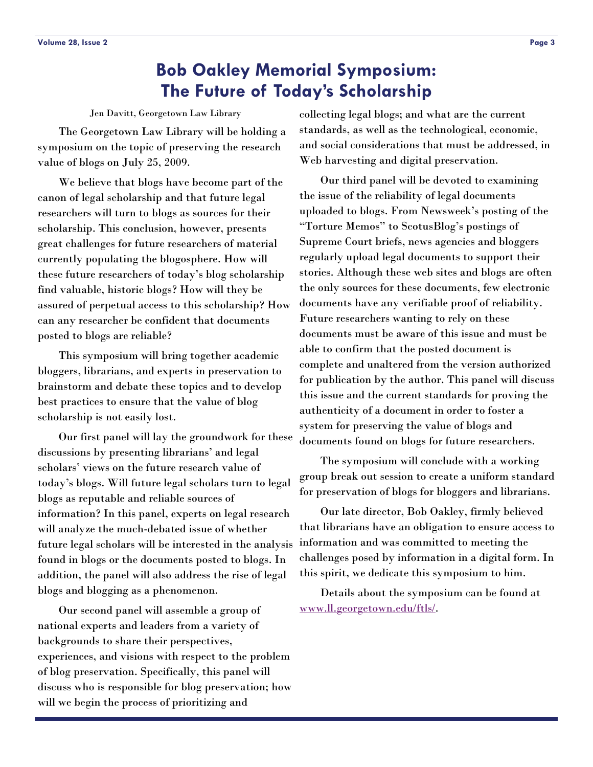# Bob Oakley Memorial Symposium: The Future of Today's Scholarship

Jen Davitt, Georgetown Law Library

The Georgetown Law Library will be holding a symposium on the topic of preserving the research value of blogs on July 25, 2009.

We believe that blogs have become part of the canon of legal scholarship and that future legal researchers will turn to blogs as sources for their scholarship. This conclusion, however, presents great challenges for future researchers of material currently populating the blogosphere. How will these future researchers of today's blog scholarship find valuable, historic blogs? How will they be assured of perpetual access to this scholarship? How can any researcher be confident that documents posted to blogs are reliable?

This symposium will bring together academic bloggers, librarians, and experts in preservation to brainstorm and debate these topics and to develop best practices to ensure that the value of blog scholarship is not easily lost.

Our first panel will lay the groundwork for these discussions by presenting librarians' and legal scholars' views on the future research value of today's blogs. Will future legal scholars turn to legal blogs as reputable and reliable sources of information? In this panel, experts on legal research will analyze the much-debated issue of whether future legal scholars will be interested in the analysis found in blogs or the documents posted to blogs. In addition, the panel will also address the rise of legal blogs and blogging as a phenomenon.

Our second panel will assemble a group of national experts and leaders from a variety of backgrounds to share their perspectives, experiences, and visions with respect to the problem of blog preservation. Specifically, this panel will discuss who is responsible for blog preservation; how will we begin the process of prioritizing and collecting legal blogs; and what are the current standards, as well as the technological, economic, and social considerations that must be addressed, in Web harvesting and digital preservation.

Our third panel will be devoted to examining the issue of the reliability of legal documents uploaded to blogs. From Newsweek's posting of the "Torture Memos" to ScotusBlog's postings of Supreme Court briefs, news agencies and bloggers regularly upload legal documents to support their stories. Although these web sites and blogs are often the only sources for these documents, few electronic documents have any verifiable proof of reliability. Future researchers wanting to rely on these documents must be aware of this issue and must be able to confirm that the posted document is complete and unaltered from the version authorized for publication by the author. This panel will discuss this issue and the current standards for proving the authenticity of a document in order to foster a system for preserving the value of blogs and documents found on blogs for future researchers.

The symposium will conclude with a working group break out session to create a uniform standard for preservation of blogs for bloggers and librarians.

Our late director, Bob Oakley, firmly believed that librarians have an obligation to ensure access to information and was committed to meeting the challenges posed by information in a digital form. In this spirit, we dedicate this symposium to him.

Details about the symposium can be found at [www.ll.georgetown.edu/ftls/](www.ll.georgetown.edu/ftls/).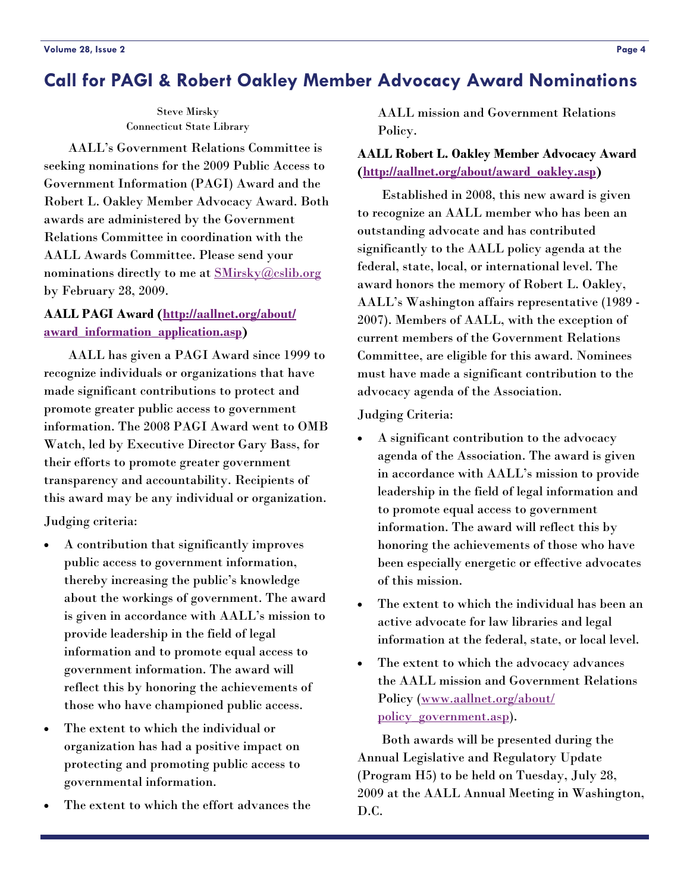## Call for PAGI & Robert Oakley Member Advocacy Award Nominations

Steve Mirsky
Connecticut State Library

AALL's Government Relations Committee is seeking nominations for the 2009 Public Access to Government Information (PAGI) Award and the Robert L. Oakley Member Advocacy Award. Both awards are administered by the Government Relations Committee in coordination with the AALL Awards Committee. Please send your nominations directly to me at SMirsky@cslib.org by February 28, 2009.

**AALL PAGI Award (http://aallnet.org/about/award_information_application.asp)**

AALL has given a PAGI Award since 1999 to recognize individuals or organizations that have made significant contributions to protect and promote greater public access to government information. The 2008 PAGI Award went to OMB Watch, led by Executive Director Gary Bass, for their efforts to promote greater government transparency and accountability. Recipients of this award may be any individual or organization.

Judging criteria:

- A contribution that significantly improves public access to government information, thereby increasing the public's knowledge about the workings of government. The award is given in accordance with AALL's mission to provide leadership in the field of legal information and to promote equal access to government information. The award will reflect this by honoring the achievements of those who have championed public access.
- The extent to which the individual or organization has had a positive impact on protecting and promoting public access to governmental information.
- The extent to which the effort advances the AALL mission and Government Relations Policy.

**AALL Robert L. Oakley Member Advocacy Award (http://aallnet.org/about/award_oakley.asp)**

Established in 2008, this new award is given to recognize an AALL member who has been an outstanding advocate and has contributed significantly to the AALL policy agenda at the federal, state, local, or international level. The award honors the memory of Robert L. Oakley, AALL's Washington affairs representative (1989 - 2007). Members of AALL, with the exception of current members of the Government Relations Committee, are eligible for this award. Nominees must have made a significant contribution to the advocacy agenda of the Association.

Judging Criteria:

- A significant contribution to the advocacy agenda of the Association. The award is given in accordance with AALL's mission to provide leadership in the field of legal information and to promote equal access to government information. The award will reflect this by honoring the achievements of those who have been especially energetic or effective advocates of this mission.
- The extent to which the individual has been an active advocate for law libraries and legal information at the federal, state, or local level.
- The extent to which the advocacy advances the AALL mission and Government Relations Policy (www.aallnet.org/about/policy_government.asp).

Both awards will be presented during the Annual Legislative and Regulatory Update (Program H5) to be held on Tuesday, July 28, 2009 at the AALL Annual Meeting in Washington, D.C.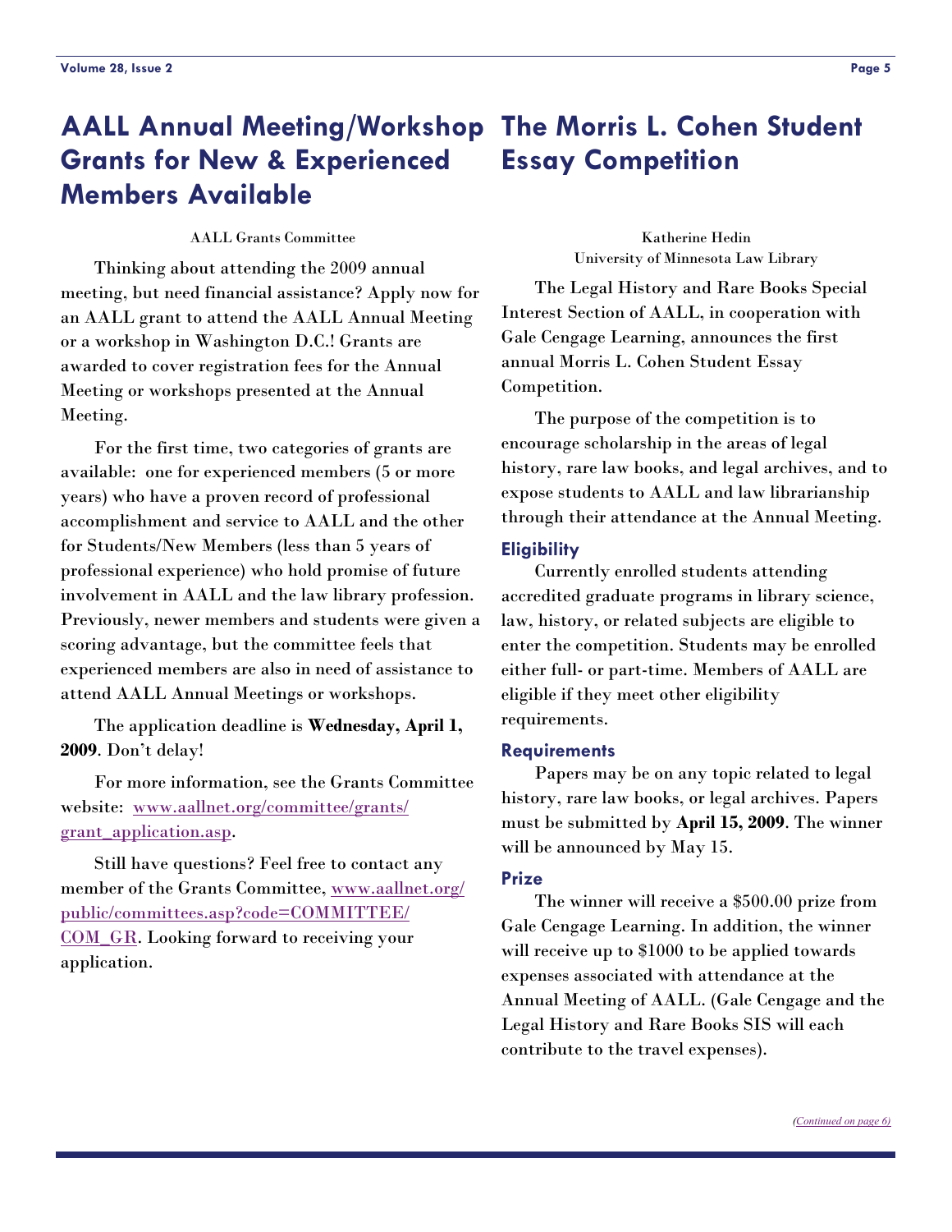# AALL Annual Meeting/Workshop Grants for New & Experienced Members Available

AALL Grants Committee

Thinking about attending the 2009 annual meeting, but need financial assistance? Apply now for an AALL grant to attend the AALL Annual Meeting or a workshop in Washington D.C.! Grants are awarded to cover registration fees for the Annual Meeting or workshops presented at the Annual Meeting.

For the first time, two categories of grants are available: one for experienced members (5 or more years) who have a proven record of professional accomplishment and service to AALL and the other for Students/New Members (less than 5 years of professional experience) who hold promise of future involvement in AALL and the law library profession. Previously, newer members and students were given a scoring advantage, but the committee feels that experienced members are also in need of assistance to attend AALL Annual Meetings or workshops.

The application deadline is **Wednesday, April 1, 2009**. Don't delay!

For more information, see the Grants Committee website: www.aallnet.org/committee/grants/grant_application.asp.

Still have questions? Feel free to contact any member of the Grants Committee, www.aallnet.org/public/committees.asp?code=COMMITTEE/COM_GR. Looking forward to receiving your application.

# The Morris L. Cohen Student Essay Competition

Katherine Hedin
University of Minnesota Law Library

The Legal History and Rare Books Special Interest Section of AALL, in cooperation with Gale Cengage Learning, announces the first annual Morris L. Cohen Student Essay Competition.

The purpose of the competition is to encourage scholarship in the areas of legal history, rare law books, and legal archives, and to expose students to AALL and law librarianship through their attendance at the Annual Meeting.

### Eligibility

Currently enrolled students attending accredited graduate programs in library science, law, history, or related subjects are eligible to enter the competition. Students may be enrolled either full- or part-time. Members of AALL are eligible if they meet other eligibility requirements.

### Requirements

Papers may be on any topic related to legal history, rare law books, or legal archives. Papers must be submitted by **April 15, 2009**. The winner will be announced by May 15.

### Prize

The winner will receive a $500.00 prize from Gale Cengage Learning. In addition, the winner will receive up to $1000 to be applied towards expenses associated with attendance at the Annual Meeting of AALL. (Gale Cengage and the Legal History and Rare Books SIS will each contribute to the travel expenses).

*(Continued on page 6)*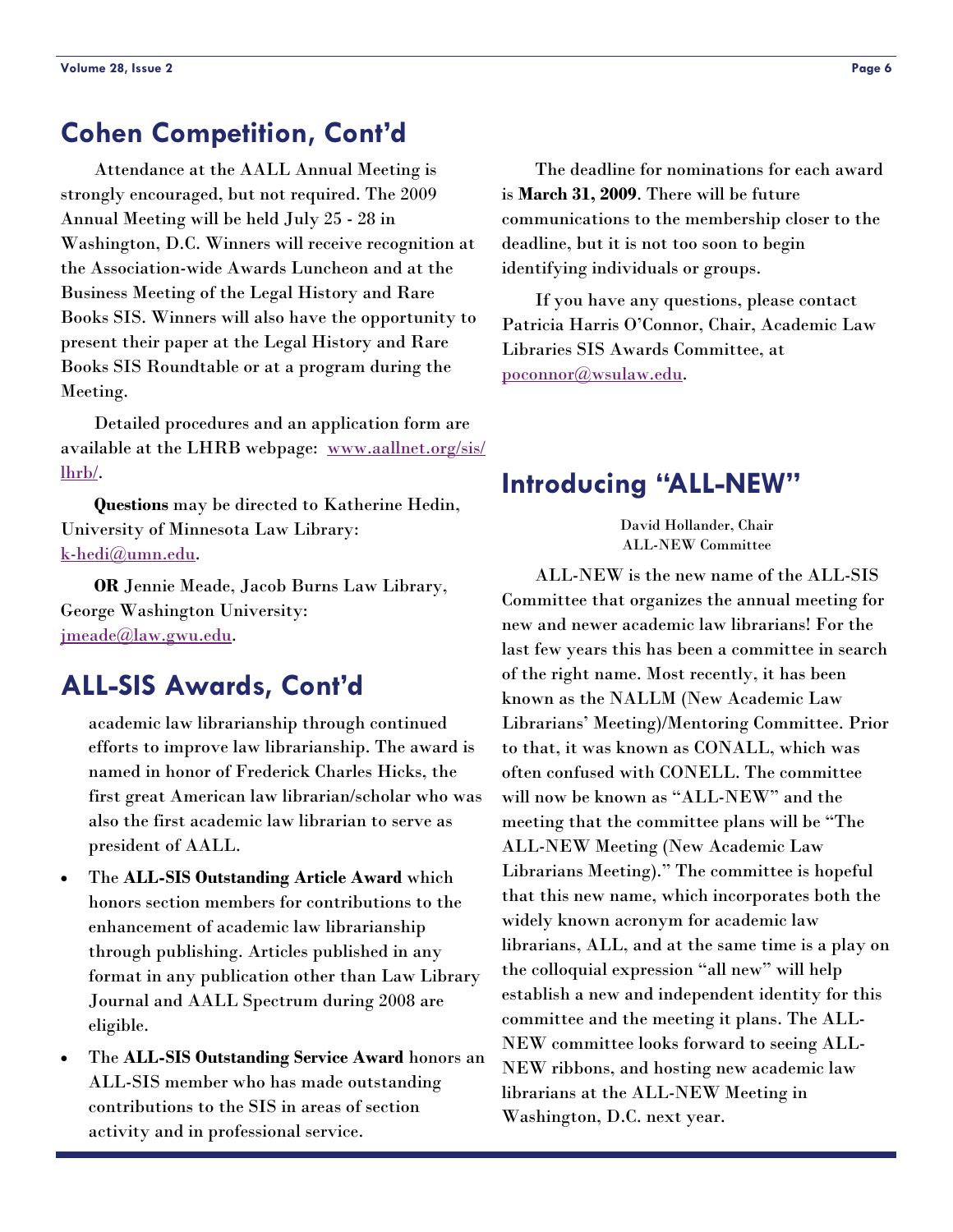## Cohen Competition, Cont'd

Attendance at the AALL Annual Meeting is strongly encouraged, but not required. The 2009 Annual Meeting will be held July 25 - 28 in Washington, D.C. Winners will receive recognition at the Association-wide Awards Luncheon and at the Business Meeting of the Legal History and Rare Books SIS. Winners will also have the opportunity to present their paper at the Legal History and Rare Books SIS Roundtable or at a program during the Meeting.

Detailed procedures and an application form are available at the LHRB webpage: [www.aallnet.org/sis/lhrb/](www.aallnet.org/sis/lhrb/).

**Questions** may be directed to Katherine Hedin, University of Minnesota Law Library: [k-hedi@umn.edu](mailto:k-hedi@umn.edu).

**OR** Jennie Meade, Jacob Burns Law Library, George Washington University: [jmeade@law.gwu.edu](mailto:jmeade@law.gwu.edu).

## ALL-SIS Awards, Cont'd

academic law librarianship through continued efforts to improve law librarianship. The award is named in honor of Frederick Charles Hicks, the first great American law librarian/scholar who was also the first academic law librarian to serve as president of AALL.

- The **ALL-SIS Outstanding Article Award** which honors section members for contributions to the enhancement of academic law librarianship through publishing. Articles published in any format in any publication other than Law Library Journal and AALL Spectrum during 2008 are eligible.
- The **ALL-SIS Outstanding Service Award** honors an ALL-SIS member who has made outstanding contributions to the SIS in areas of section activity and in professional service.

The deadline for nominations for each award is **March 31, 2009**. There will be future communications to the membership closer to the deadline, but it is not too soon to begin identifying individuals or groups.

If you have any questions, please contact Patricia Harris O'Connor, Chair, Academic Law Libraries SIS Awards Committee, at [poconnor@wsulaw.edu](mailto:poconnor@wsulaw.edu).

## Introducing "ALL-NEW"

David Hollander, Chair
ALL-NEW Committee

ALL-NEW is the new name of the ALL-SIS Committee that organizes the annual meeting for new and newer academic law librarians! For the last few years this has been a committee in search of the right name. Most recently, it has been known as the NALLM (New Academic Law Librarians' Meeting)/Mentoring Committee. Prior to that, it was known as CONALL, which was often confused with CONELL. The committee will now be known as "ALL-NEW" and the meeting that the committee plans will be "The ALL-NEW Meeting (New Academic Law Librarians Meeting)." The committee is hopeful that this new name, which incorporates both the widely known acronym for academic law librarians, ALL, and at the same time is a play on the colloquial expression "all new" will help establish a new and independent identity for this committee and the meeting it plans. The ALL-NEW committee looks forward to seeing ALL-NEW ribbons, and hosting new academic law librarians at the ALL-NEW Meeting in Washington, D.C. next year.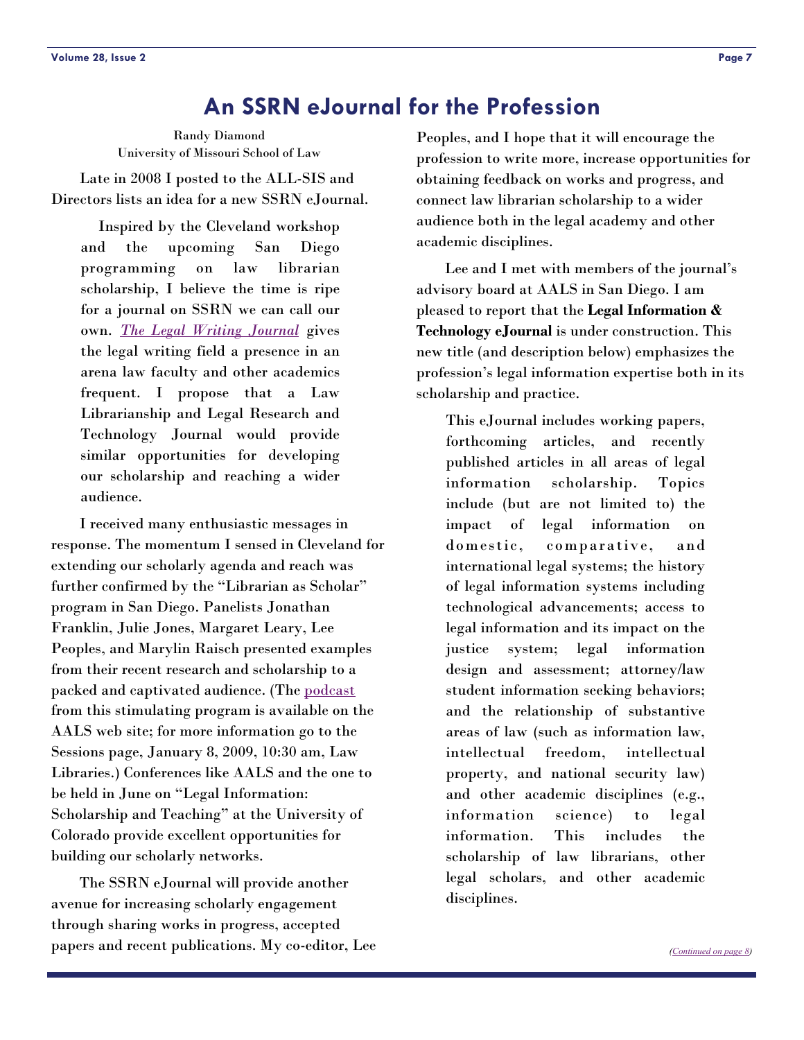# An SSRN eJournal for the Profession

Randy Diamond
University of Missouri School of Law

Late in 2008 I posted to the ALL-SIS and Directors lists an idea for a new SSRN eJournal.

> Inspired by the Cleveland workshop and the upcoming San Diego programming on law librarian scholarship, I believe the time is ripe for a journal on SSRN we can call our own. *The Legal Writing Journal* gives the legal writing field a presence in an arena law faculty and other academics frequent. I propose that a Law Librarianship and Legal Research and Technology Journal would provide similar opportunities for developing our scholarship and reaching a wider audience.

I received many enthusiastic messages in response. The momentum I sensed in Cleveland for extending our scholarly agenda and reach was further confirmed by the "Librarian as Scholar" program in San Diego. Panelists Jonathan Franklin, Julie Jones, Margaret Leary, Lee Peoples, and Marylin Raisch presented examples from their recent research and scholarship to a packed and captivated audience. (The podcast from this stimulating program is available on the AALS web site; for more information go to the Sessions page, January 8, 2009, 10:30 am, Law Libraries.) Conferences like AALS and the one to be held in June on "Legal Information: Scholarship and Teaching" at the University of Colorado provide excellent opportunities for building our scholarly networks.

The SSRN eJournal will provide another avenue for increasing scholarly engagement through sharing works in progress, accepted papers and recent publications. My co-editor, Lee Peoples, and I hope that it will encourage the profession to write more, increase opportunities for obtaining feedback on works and progress, and connect law librarian scholarship to a wider audience both in the legal academy and other academic disciplines.

Lee and I met with members of the journal's advisory board at AALS in San Diego. I am pleased to report that the **Legal Information & Technology eJournal** is under construction. This new title (and description below) emphasizes the profession's legal information expertise both in its scholarship and practice.

> This eJournal includes working papers, forthcoming articles, and recently published articles in all areas of legal information scholarship. Topics include (but are not limited to) the impact of legal information on domestic, comparative, and international legal systems; the history of legal information systems including technological advancements; access to legal information and its impact on the justice system; legal information design and assessment; attorney/law student information seeking behaviors; and the relationship of substantive areas of law (such as information law, intellectual freedom, intellectual property, and national security law) and other academic disciplines (e.g., information science) to legal information. This includes the scholarship of law librarians, other legal scholars, and other academic disciplines.

*(Continued on page 8)*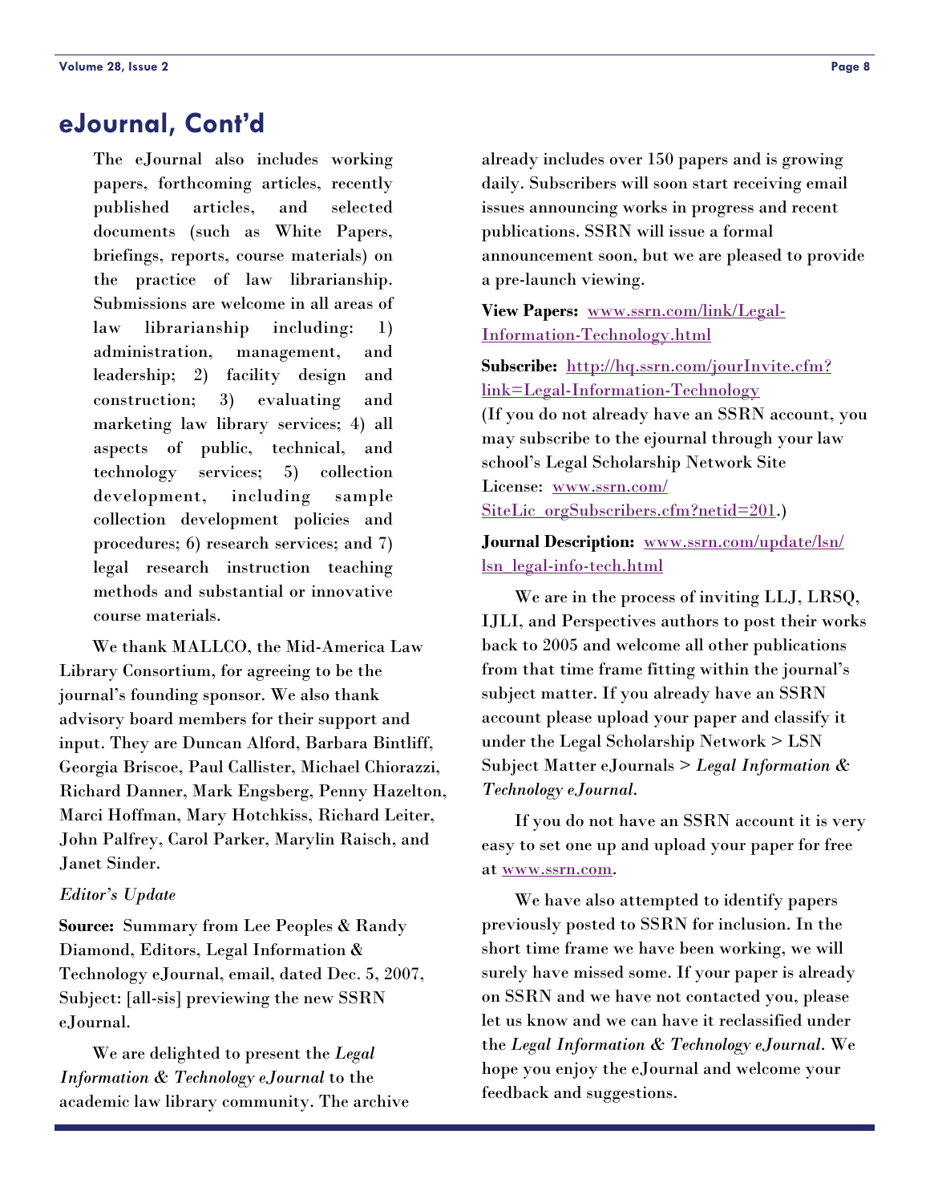## eJournal, Cont'd

The eJournal also includes working papers, forthcoming articles, recently published articles, and selected documents (such as White Papers, briefings, reports, course materials) on the practice of law librarianship. Submissions are welcome in all areas of law librarianship including: 1) administration, management, and leadership; 2) facility design and construction; 3) evaluating and marketing law library services; 4) all aspects of public, technical, and technology services; 5) collection development, including sample collection development policies and procedures; 6) research services; and 7) legal research instruction teaching methods and substantial or innovative course materials.

We thank MALLCO, the Mid-America Law Library Consortium, for agreeing to be the journal's founding sponsor. We also thank advisory board members for their support and input. They are Duncan Alford, Barbara Bintliff, Georgia Briscoe, Paul Callister, Michael Chiorazzi, Richard Danner, Mark Engsberg, Penny Hazelton, Marci Hoffman, Mary Hotchkiss, Richard Leiter, John Palfrey, Carol Parker, Marylin Raisch, and Janet Sinder.

*Editor's Update*

**Source:** Summary from Lee Peoples & Randy Diamond, Editors, Legal Information & Technology eJournal, email, dated Dec. 5, 2007, Subject: [all-sis] previewing the new SSRN eJournal.

We are delighted to present the *Legal Information & Technology eJournal* to the academic law library community. The archive already includes over 150 papers and is growing daily. Subscribers will soon start receiving email issues announcing works in progress and recent publications. SSRN will issue a formal announcement soon, but we are pleased to provide a pre-launch viewing.

**View Papers:** www.ssrn.com/link/Legal-Information-Technology.html

**Subscribe:** http://hq.ssrn.com/jourInvite.cfm?link=Legal-Information-Technology
(If you do not already have an SSRN account, you may subscribe to the ejournal through your law school's Legal Scholarship Network Site License: www.ssrn.com/SiteLic_orgSubscribers.cfm?netid=201.)

**Journal Description:** www.ssrn.com/update/lsn/lsn_legal-info-tech.html

We are in the process of inviting LLJ, LRSQ, IJLI, and Perspectives authors to post their works back to 2005 and welcome all other publications from that time frame fitting within the journal's subject matter. If you already have an SSRN account please upload your paper and classify it under the Legal Scholarship Network > LSN Subject Matter eJournals > *Legal Information & Technology eJournal*.

If you do not have an SSRN account it is very easy to set one up and upload your paper for free at www.ssrn.com.

We have also attempted to identify papers previously posted to SSRN for inclusion. In the short time frame we have been working, we will surely have missed some. If your paper is already on SSRN and we have not contacted you, please let us know and we can have it reclassified under the *Legal Information & Technology eJournal*. We hope you enjoy the eJournal and welcome your feedback and suggestions.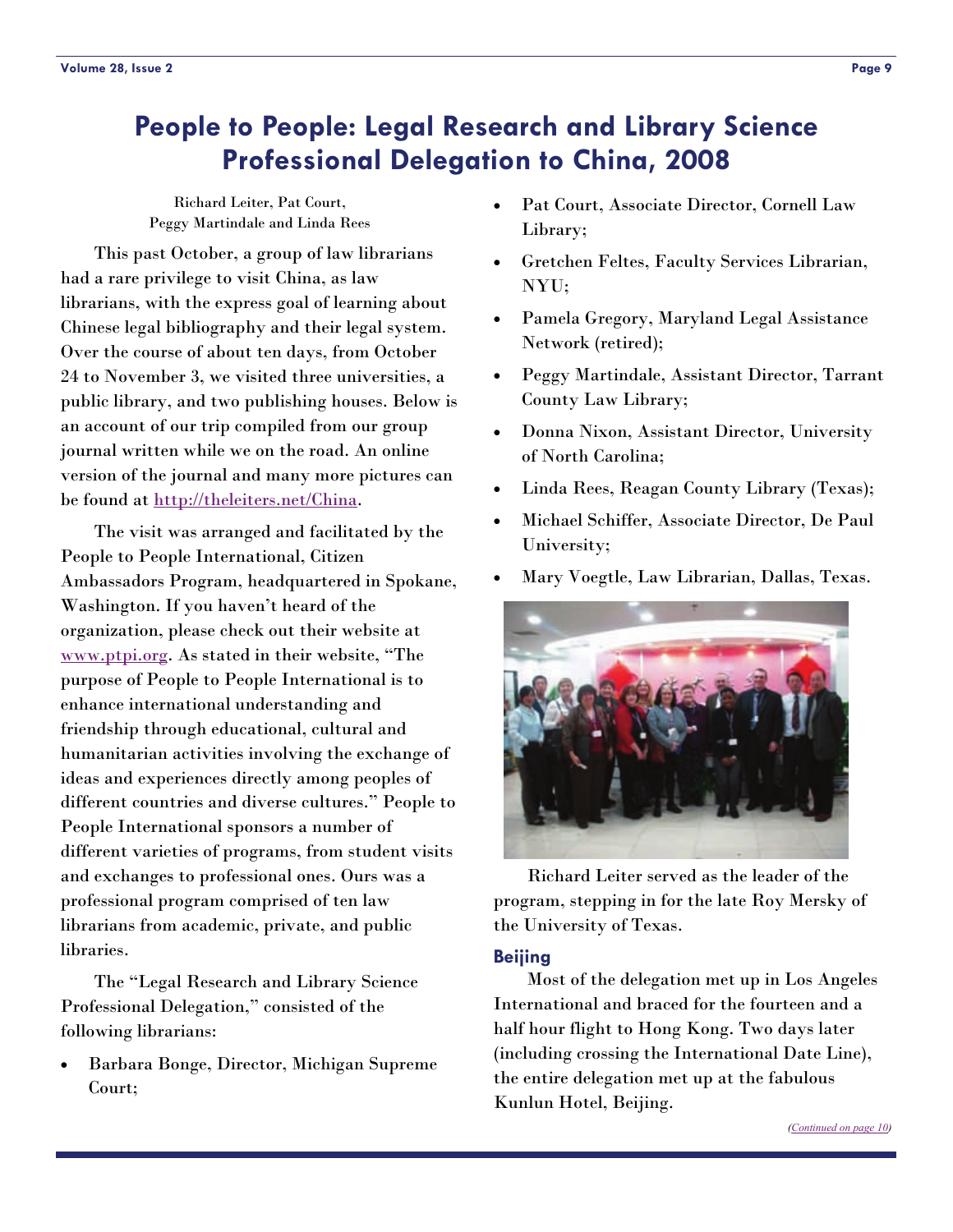# People to People: Legal Research and Library Science Professional Delegation to China, 2008

Richard Leiter, Pat Court,
Peggy Martindale and Linda Rees

This past October, a group of law librarians had a rare privilege to visit China, as law librarians, with the express goal of learning about Chinese legal bibliography and their legal system. Over the course of about ten days, from October 24 to November 3, we visited three universities, a public library, and two publishing houses. Below is an account of our trip compiled from our group journal written while we on the road. An online version of the journal and many more pictures can be found at http://theleiters.net/China.

The visit was arranged and facilitated by the People to People International, Citizen Ambassadors Program, headquartered in Spokane, Washington. If you haven't heard of the organization, please check out their website at www.ptpi.org. As stated in their website, "The purpose of People to People International is to enhance international understanding and friendship through educational, cultural and humanitarian activities involving the exchange of ideas and experiences directly among peoples of different countries and diverse cultures." People to People International sponsors a number of different varieties of programs, from student visits and exchanges to professional ones. Ours was a professional program comprised of ten law librarians from academic, private, and public libraries.

The "Legal Research and Library Science Professional Delegation," consisted of the following librarians:

- Barbara Bonge, Director, Michigan Supreme Court;
- Pat Court, Associate Director, Cornell Law Library;
- Gretchen Feltes, Faculty Services Librarian, NYU;
- Pamela Gregory, Maryland Legal Assistance Network (retired);
- Peggy Martindale, Assistant Director, Tarrant County Law Library;
- Donna Nixon, Assistant Director, University of North Carolina;
- Linda Rees, Reagan County Library (Texas);
- Michael Schiffer, Associate Director, De Paul University;
- Mary Voegtle, Law Librarian, Dallas, Texas.

Richard Leiter served as the leader of the program, stepping in for the late Roy Mersky of the University of Texas.

## Beijing

Most of the delegation met up in Los Angeles International and braced for the fourteen and a half hour flight to Hong Kong. Two days later (including crossing the International Date Line), the entire delegation met up at the fabulous Kunlun Hotel, Beijing.

*(Continued on page 10)*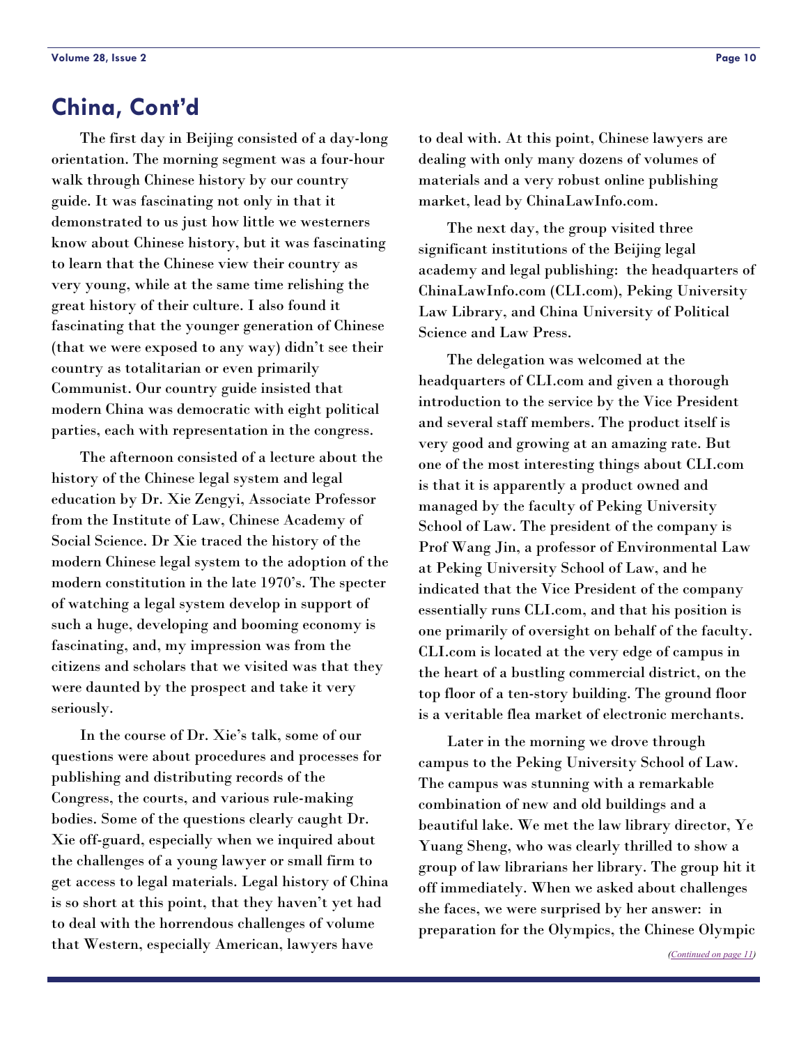## China, Cont'd

The first day in Beijing consisted of a day-long orientation. The morning segment was a four-hour walk through Chinese history by our country guide. It was fascinating not only in that it demonstrated to us just how little we westerners know about Chinese history, but it was fascinating to learn that the Chinese view their country as very young, while at the same time relishing the great history of their culture. I also found it fascinating that the younger generation of Chinese (that we were exposed to any way) didn't see their country as totalitarian or even primarily Communist. Our country guide insisted that modern China was democratic with eight political parties, each with representation in the congress.

The afternoon consisted of a lecture about the history of the Chinese legal system and legal education by Dr. Xie Zengyi, Associate Professor from the Institute of Law, Chinese Academy of Social Science. Dr Xie traced the history of the modern Chinese legal system to the adoption of the modern constitution in the late 1970's. The specter of watching a legal system develop in support of such a huge, developing and booming economy is fascinating, and, my impression was from the citizens and scholars that we visited was that they were daunted by the prospect and take it very seriously.

In the course of Dr. Xie's talk, some of our questions were about procedures and processes for publishing and distributing records of the Congress, the courts, and various rule-making bodies. Some of the questions clearly caught Dr. Xie off-guard, especially when we inquired about the challenges of a young lawyer or small firm to get access to legal materials. Legal history of China is so short at this point, that they haven't yet had to deal with the horrendous challenges of volume that Western, especially American, lawyers have to deal with. At this point, Chinese lawyers are dealing with only many dozens of volumes of materials and a very robust online publishing market, lead by ChinaLawInfo.com.

The next day, the group visited three significant institutions of the Beijing legal academy and legal publishing: the headquarters of ChinaLawInfo.com (CLI.com), Peking University Law Library, and China University of Political Science and Law Press.

The delegation was welcomed at the headquarters of CLI.com and given a thorough introduction to the service by the Vice President and several staff members. The product itself is very good and growing at an amazing rate. But one of the most interesting things about CLI.com is that it is apparently a product owned and managed by the faculty of Peking University School of Law. The president of the company is Prof Wang Jin, a professor of Environmental Law at Peking University School of Law, and he indicated that the Vice President of the company essentially runs CLI.com, and that his position is one primarily of oversight on behalf of the faculty. CLI.com is located at the very edge of campus in the heart of a bustling commercial district, on the top floor of a ten-story building. The ground floor is a veritable flea market of electronic merchants.

Later in the morning we drove through campus to the Peking University School of Law. The campus was stunning with a remarkable combination of new and old buildings and a beautiful lake. We met the law library director, Ye Yuang Sheng, who was clearly thrilled to show a group of law librarians her library. The group hit it off immediately. When we asked about challenges she faces, we were surprised by her answer: in preparation for the Olympics, the Chinese Olympic

*(Continued on page 11)*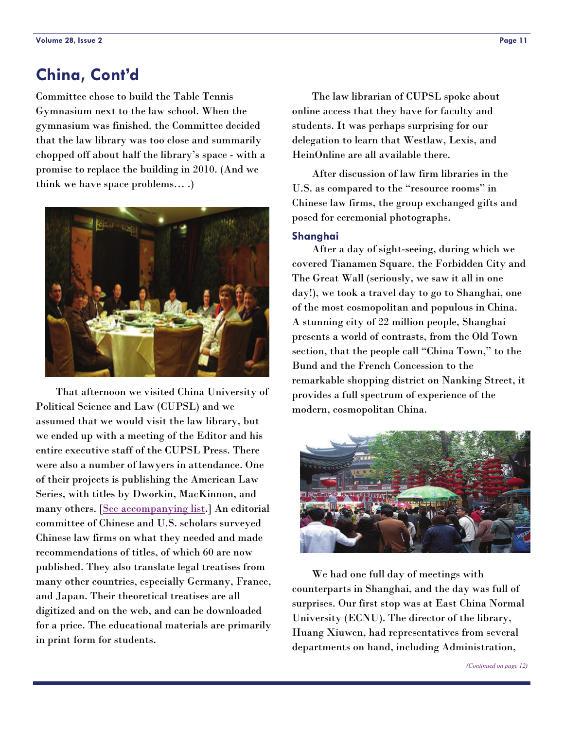## China, Cont'd

Committee chose to build the Table Tennis Gymnasium next to the law school. When the gymnasium was finished, the Committee decided that the law library was too close and summarily chopped off about half the library's space - with a promise to replace the building in 2010. (And we think we have space problems… .)

That afternoon we visited China University of Political Science and Law (CUPSL) and we assumed that we would visit the law library, but we ended up with a meeting of the Editor and his entire executive staff of the CUPSL Press. There were also a number of lawyers in attendance. One of their projects is publishing the American Law Series, with titles by Dworkin, MacKinnon, and many others. [See accompanying list.] An editorial committee of Chinese and U.S. scholars surveyed Chinese law firms on what they needed and made recommendations of titles, of which 60 are now published. They also translate legal treatises from many other countries, especially Germany, France, and Japan. Their theoretical treatises are all digitized and on the web, and can be downloaded for a price. The educational materials are primarily in print form for students.

The law librarian of CUPSL spoke about online access that they have for faculty and students. It was perhaps surprising for our delegation to learn that Westlaw, Lexis, and HeinOnline are all available there.

After discussion of law firm libraries in the U.S. as compared to the "resource rooms" in Chinese law firms, the group exchanged gifts and posed for ceremonial photographs.

### Shanghai

After a day of sight-seeing, during which we covered Tianamen Square, the Forbidden City and The Great Wall (seriously, we saw it all in one day!), we took a travel day to go to Shanghai, one of the most cosmopolitan and populous in China. A stunning city of 22 million people, Shanghai presents a world of contrasts, from the Old Town section, that the people call "China Town," to the Bund and the French Concession to the remarkable shopping district on Nanking Street, it provides a full spectrum of experience of the modern, cosmopolitan China.

We had one full day of meetings with counterparts in Shanghai, and the day was full of surprises. Our first stop was at East China Normal University (ECNU). The director of the library, Huang Xiuwen, had representatives from several departments on hand, including Administration,

(Continued on page 12)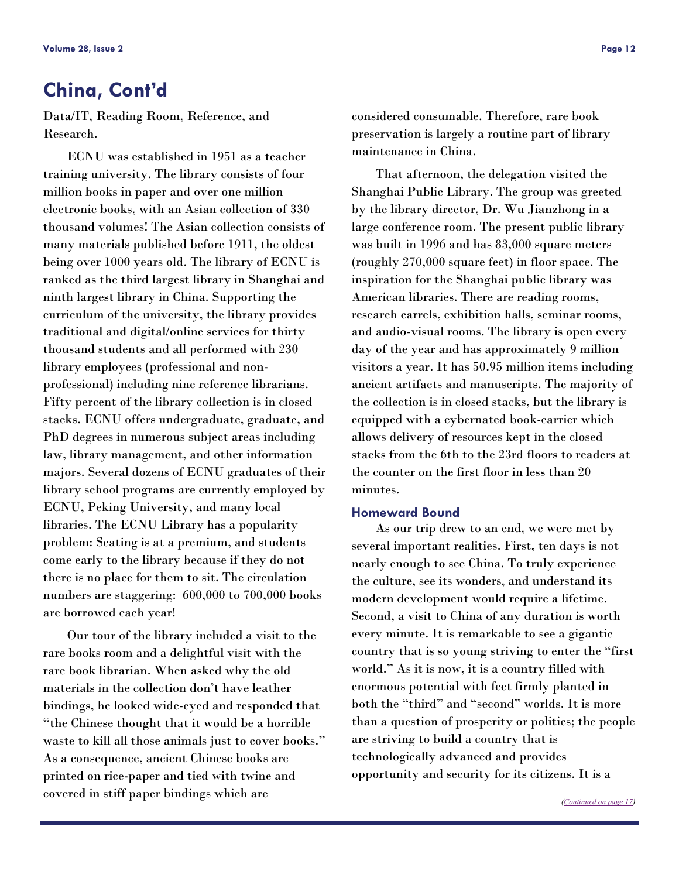## China, Cont'd

Data/IT, Reading Room, Reference, and Research.

ECNU was established in 1951 as a teacher training university. The library consists of four million books in paper and over one million electronic books, with an Asian collection of 330 thousand volumes! The Asian collection consists of many materials published before 1911, the oldest being over 1000 years old. The library of ECNU is ranked as the third largest library in Shanghai and ninth largest library in China. Supporting the curriculum of the university, the library provides traditional and digital/online services for thirty thousand students and all performed with 230 library employees (professional and non-professional) including nine reference librarians. Fifty percent of the library collection is in closed stacks. ECNU offers undergraduate, graduate, and PhD degrees in numerous subject areas including law, library management, and other information majors. Several dozens of ECNU graduates of their library school programs are currently employed by ECNU, Peking University, and many local libraries. The ECNU Library has a popularity problem: Seating is at a premium, and students come early to the library because if they do not there is no place for them to sit. The circulation numbers are staggering: 600,000 to 700,000 books are borrowed each year!

Our tour of the library included a visit to the rare books room and a delightful visit with the rare book librarian. When asked why the old materials in the collection don't have leather bindings, he looked wide-eyed and responded that "the Chinese thought that it would be a horrible waste to kill all those animals just to cover books." As a consequence, ancient Chinese books are printed on rice-paper and tied with twine and covered in stiff paper bindings which are considered consumable. Therefore, rare book preservation is largely a routine part of library maintenance in China.

That afternoon, the delegation visited the Shanghai Public Library. The group was greeted by the library director, Dr. Wu Jianzhong in a large conference room. The present public library was built in 1996 and has 83,000 square meters (roughly 270,000 square feet) in floor space. The inspiration for the Shanghai public library was American libraries. There are reading rooms, research carrels, exhibition halls, seminar rooms, and audio-visual rooms. The library is open every day of the year and has approximately 9 million visitors a year. It has 50.95 million items including ancient artifacts and manuscripts. The majority of the collection is in closed stacks, but the library is equipped with a cybernated book-carrier which allows delivery of resources kept in the closed stacks from the 6th to the 23rd floors to readers at the counter on the first floor in less than 20 minutes.

### Homeward Bound

As our trip drew to an end, we were met by several important realities. First, ten days is not nearly enough to see China. To truly experience the culture, see its wonders, and understand its modern development would require a lifetime. Second, a visit to China of any duration is worth every minute. It is remarkable to see a gigantic country that is so young striving to enter the "first world." As it is now, it is a country filled with enormous potential with feet firmly planted in both the "third" and "second" worlds. It is more than a question of prosperity or politics; the people are striving to build a country that is technologically advanced and provides opportunity and security for its citizens. It is a

*(Continued on page 17)*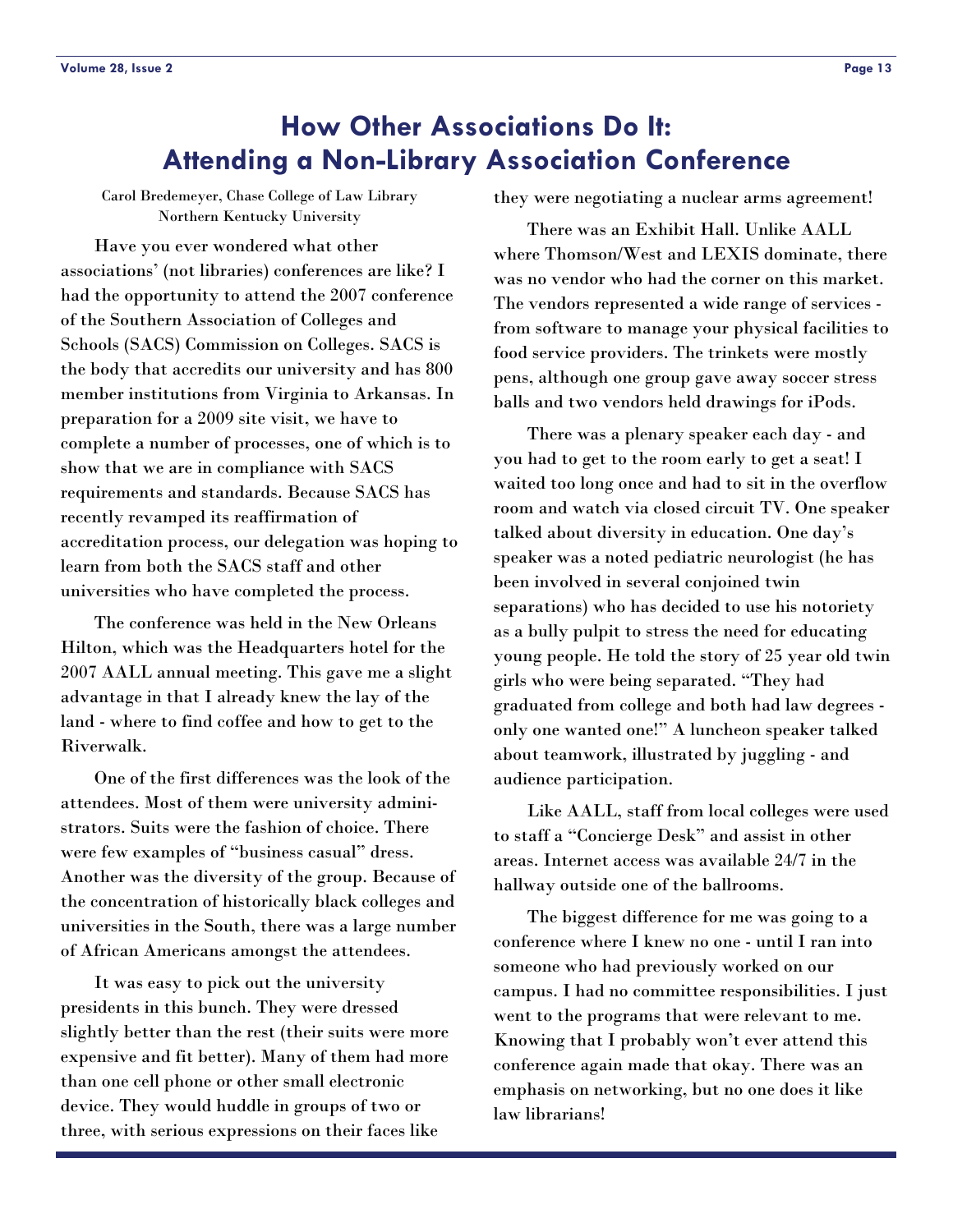# How Other Associations Do It: Attending a Non-Library Association Conference

Carol Bredemeyer, Chase College of Law Library
Northern Kentucky University

Have you ever wondered what other associations' (not libraries) conferences are like? I had the opportunity to attend the 2007 conference of the Southern Association of Colleges and Schools (SACS) Commission on Colleges. SACS is the body that accredits our university and has 800 member institutions from Virginia to Arkansas. In preparation for a 2009 site visit, we have to complete a number of processes, one of which is to show that we are in compliance with SACS requirements and standards. Because SACS has recently revamped its reaffirmation of accreditation process, our delegation was hoping to learn from both the SACS staff and other universities who have completed the process.

The conference was held in the New Orleans Hilton, which was the Headquarters hotel for the 2007 AALL annual meeting. This gave me a slight advantage in that I already knew the lay of the land - where to find coffee and how to get to the Riverwalk.

One of the first differences was the look of the attendees. Most of them were university administrators. Suits were the fashion of choice. There were few examples of "business casual" dress. Another was the diversity of the group. Because of the concentration of historically black colleges and universities in the South, there was a large number of African Americans amongst the attendees.

It was easy to pick out the university presidents in this bunch. They were dressed slightly better than the rest (their suits were more expensive and fit better). Many of them had more than one cell phone or other small electronic device. They would huddle in groups of two or three, with serious expressions on their faces like they were negotiating a nuclear arms agreement!

There was an Exhibit Hall. Unlike AALL where Thomson/West and LEXIS dominate, there was no vendor who had the corner on this market. The vendors represented a wide range of services - from software to manage your physical facilities to food service providers. The trinkets were mostly pens, although one group gave away soccer stress balls and two vendors held drawings for iPods.

There was a plenary speaker each day - and you had to get to the room early to get a seat! I waited too long once and had to sit in the overflow room and watch via closed circuit TV. One speaker talked about diversity in education. One day's speaker was a noted pediatric neurologist (he has been involved in several conjoined twin separations) who has decided to use his notoriety as a bully pulpit to stress the need for educating young people. He told the story of 25 year old twin girls who were being separated. "They had graduated from college and both had law degrees - only one wanted one!" A luncheon speaker talked about teamwork, illustrated by juggling - and audience participation.

Like AALL, staff from local colleges were used to staff a "Concierge Desk" and assist in other areas. Internet access was available 24/7 in the hallway outside one of the ballrooms.

The biggest difference for me was going to a conference where I knew no one - until I ran into someone who had previously worked on our campus. I had no committee responsibilities. I just went to the programs that were relevant to me. Knowing that I probably won't ever attend this conference again made that okay. There was an emphasis on networking, but no one does it like law librarians!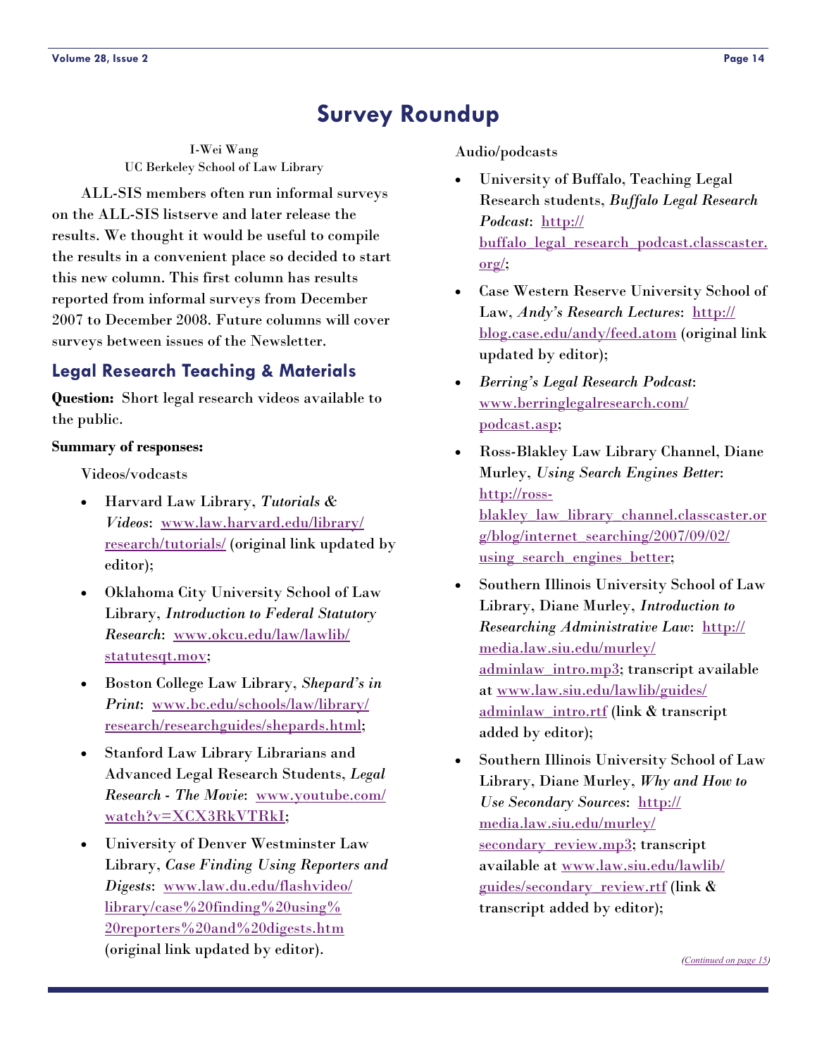# Survey Roundup

I-Wei Wang
UC Berkeley School of Law Library

ALL-SIS members often run informal surveys on the ALL-SIS listserve and later release the results. We thought it would be useful to compile the results in a convenient place so decided to start this new column. This first column has results reported from informal surveys from December 2007 to December 2008. Future columns will cover surveys between issues of the Newsletter.

## Legal Research Teaching & Materials

**Question:** Short legal research videos available to the public.

**Summary of responses:**

Videos/vodcasts

- Harvard Law Library, *Tutorials & Videos*: www.law.harvard.edu/library/research/tutorials/ (original link updated by editor);
- Oklahoma City University School of Law Library, *Introduction to Federal Statutory Research*: www.okcu.edu/law/lawlib/statutesqt.mov;
- Boston College Law Library, *Shepard's in Print*: www.bc.edu/schools/law/library/research/researchguides/shepards.html;
- Stanford Law Library Librarians and Advanced Legal Research Students, *Legal Research - The Movie*: www.youtube.com/watch?v=XCX3RkVTRkI;
- University of Denver Westminster Law Library, *Case Finding Using Reporters and Digests*: www.law.du.edu/flashvideo/library/case%20finding%20using%20reporters%20and%20digests.htm (original link updated by editor).

Audio/podcasts

- University of Buffalo, Teaching Legal Research students, *Buffalo Legal Research Podcast*: http://buffalo_legal_research_podcast.classcaster.org/;
- Case Western Reserve University School of Law, *Andy's Research Lectures*: http://blog.case.edu/andy/feed.atom (original link updated by editor);
- *Berring's Legal Research Podcast*: www.berringlegalresearch.com/podcast.asp;
- Ross-Blakley Law Library Channel, Diane Murley, *Using Search Engines Better*: http://ross-blakley_law_library_channel.classcaster.org/blog/internet_searching/2007/09/02/using_search_engines_better;
- Southern Illinois University School of Law Library, Diane Murley, *Introduction to Researching Administrative Law*: http://media.law.siu.edu/murley/adminlaw_intro.mp3; transcript available at www.law.siu.edu/lawlib/guides/adminlaw_intro.rtf (link & transcript added by editor);
- Southern Illinois University School of Law Library, Diane Murley, *Why and How to Use Secondary Sources*: http://media.law.siu.edu/murley/secondary_review.mp3; transcript available at www.law.siu.edu/lawlib/guides/secondary_review.rtf (link & transcript added by editor);

*(Continued on page 15)*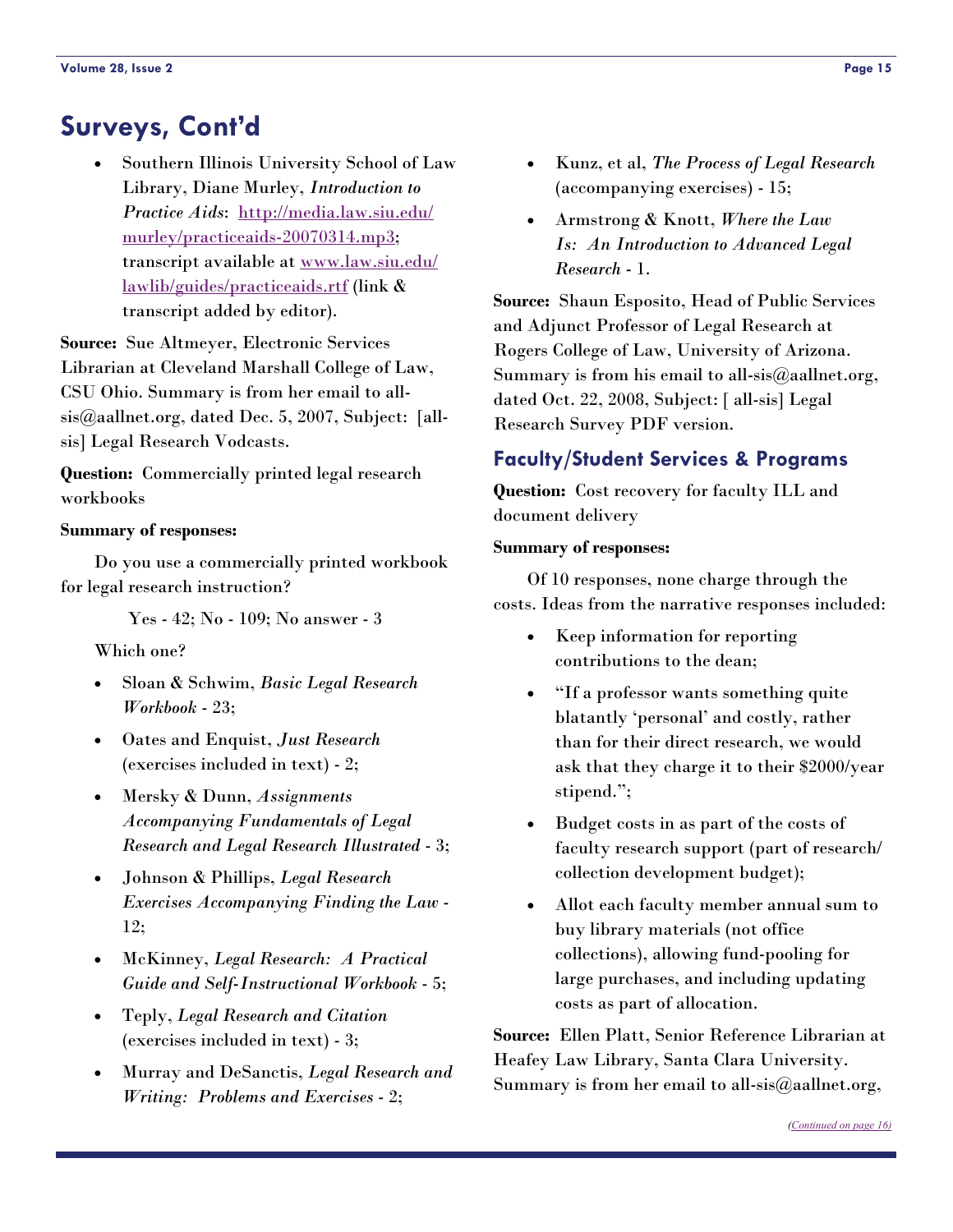## Surveys, Cont'd

- Southern Illinois University School of Law Library, Diane Murley, *Introduction to Practice Aids*: [http://media.law.siu.edu/murley/practiceaids-20070314.mp3](http://media.law.siu.edu/murley/practiceaids-20070314.mp3); transcript available at [www.law.siu.edu/lawlib/guides/practiceaids.rtf](www.law.siu.edu/lawlib/guides/practiceaids.rtf) (link & transcript added by editor).

**Source:** Sue Altmeyer, Electronic Services Librarian at Cleveland Marshall College of Law, CSU Ohio. Summary is from her email to all-sis@aallnet.org, dated Dec. 5, 2007, Subject: [all-sis] Legal Research Vodcasts.

**Question:** Commercially printed legal research workbooks

**Summary of responses:**

Do you use a commercially printed workbook for legal research instruction?

Yes - 42; No - 109; No answer - 3

Which one?

- Sloan & Schwim, *Basic Legal Research Workbook* - 23;
- Oates and Enquist, *Just Research* (exercises included in text) - 2;
- Mersky & Dunn, *Assignments Accompanying Fundamentals of Legal Research and Legal Research Illustrated* - 3;
- Johnson & Phillips, *Legal Research Exercises Accompanying Finding the Law* - 12;
- McKinney, *Legal Research: A Practical Guide and Self-Instructional Workbook* - 5;
- Teply, *Legal Research and Citation* (exercises included in text) - 3;
- Murray and DeSanctis, *Legal Research and Writing: Problems and Exercises* - 2;
- Kunz, et al, *The Process of Legal Research* (accompanying exercises) - 15;
- Armstrong & Knott, *Where the Law Is: An Introduction to Advanced Legal Research* - 1.

**Source:** Shaun Esposito, Head of Public Services and Adjunct Professor of Legal Research at Rogers College of Law, University of Arizona. Summary is from his email to all-sis@aallnet.org, dated Oct. 22, 2008, Subject: [ all-sis] Legal Research Survey PDF version.

### Faculty/Student Services & Programs

**Question:** Cost recovery for faculty ILL and document delivery

**Summary of responses:**

Of 10 responses, none charge through the costs. Ideas from the narrative responses included:

- Keep information for reporting contributions to the dean;
- "If a professor wants something quite blatantly 'personal' and costly, rather than for their direct research, we would ask that they charge it to their $2000/year stipend.";
- Budget costs in as part of the costs of faculty research support (part of research/collection development budget);
- Allot each faculty member annual sum to buy library materials (not office collections), allowing fund-pooling for large purchases, and including updating costs as part of allocation.

**Source:** Ellen Platt, Senior Reference Librarian at Heafey Law Library, Santa Clara University. Summary is from her email to all-sis@aallnet.org,

*(Continued on page 16)*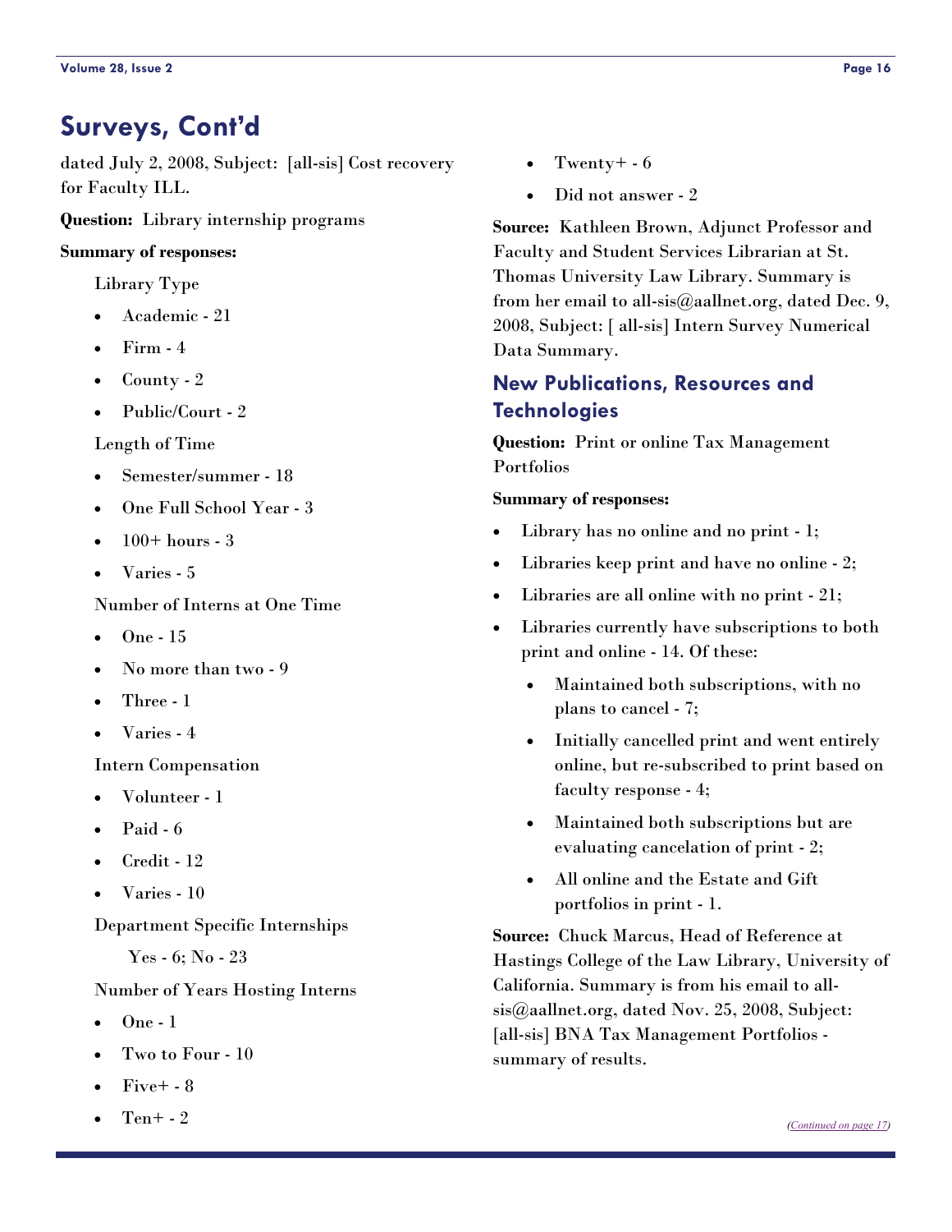## Surveys, Cont'd

dated July 2, 2008, Subject: [all-sis] Cost recovery for Faculty ILL.

**Question:** Library internship programs

**Summary of responses:**

Library Type

- Academic - 21
- Firm - 4
- County - 2
- Public/Court - 2

Length of Time

- Semester/summer - 18
- One Full School Year - 3
- 100+ hours - 3
- Varies - 5

Number of Interns at One Time

- One - 15
- No more than two - 9
- Three - 1
- Varies - 4

Intern Compensation

- Volunteer - 1
- Paid - 6
- Credit - 12
- Varies - 10

Department Specific Internships

Yes - 6; No - 23

Number of Years Hosting Interns

- One - 1
- Two to Four - 10
- Five+ - 8
- Ten+ - 2
- Twenty+ - 6
- Did not answer - 2

**Source:** Kathleen Brown, Adjunct Professor and Faculty and Student Services Librarian at St. Thomas University Law Library. Summary is from her email to all-sis@aallnet.org, dated Dec. 9, 2008, Subject: [ all-sis] Intern Survey Numerical Data Summary.

### New Publications, Resources and Technologies

**Question:** Print or online Tax Management Portfolios

**Summary of responses:**

- Library has no online and no print - 1;
- Libraries keep print and have no online - 2;
- Libraries are all online with no print - 21;
- Libraries currently have subscriptions to both print and online - 14. Of these:
  - Maintained both subscriptions, with no plans to cancel - 7;
  - Initially cancelled print and went entirely online, but re-subscribed to print based on faculty response - 4;
  - Maintained both subscriptions but are evaluating cancelation of print - 2;
  - All online and the Estate and Gift portfolios in print - 1.

**Source:** Chuck Marcus, Head of Reference at Hastings College of the Law Library, University of California. Summary is from his email to all-sis@aallnet.org, dated Nov. 25, 2008, Subject: [all-sis] BNA Tax Management Portfolios - summary of results.

*(Continued on page 17)*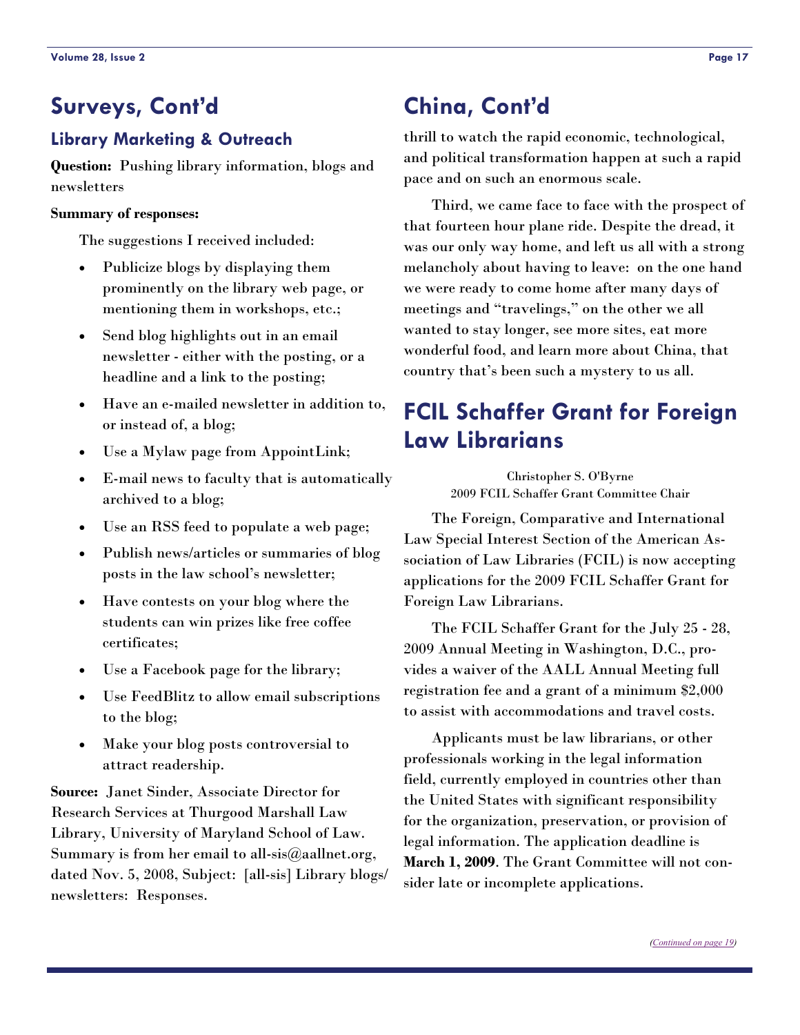## Surveys, Cont'd

### Library Marketing & Outreach

**Question:** Pushing library information, blogs and newsletters

**Summary of responses:**

The suggestions I received included:

- Publicize blogs by displaying them prominently on the library web page, or mentioning them in workshops, etc.;
- Send blog highlights out in an email newsletter - either with the posting, or a headline and a link to the posting;
- Have an e-mailed newsletter in addition to, or instead of, a blog;
- Use a Mylaw page from AppointLink;
- E-mail news to faculty that is automatically archived to a blog;
- Use an RSS feed to populate a web page;
- Publish news/articles or summaries of blog posts in the law school's newsletter;
- Have contests on your blog where the students can win prizes like free coffee certificates;
- Use a Facebook page for the library;
- Use FeedBlitz to allow email subscriptions to the blog;
- Make your blog posts controversial to attract readership.

**Source:** Janet Sinder, Associate Director for Research Services at Thurgood Marshall Law Library, University of Maryland School of Law. Summary is from her email to all-sis@aallnet.org, dated Nov. 5, 2008, Subject: [all-sis] Library blogs/ newsletters: Responses.

## China, Cont'd

thrill to watch the rapid economic, technological, and political transformation happen at such a rapid pace and on such an enormous scale.

Third, we came face to face with the prospect of that fourteen hour plane ride. Despite the dread, it was our only way home, and left us all with a strong melancholy about having to leave: on the one hand we were ready to come home after many days of meetings and "travelings," on the other we all wanted to stay longer, see more sites, eat more wonderful food, and learn more about China, that country that's been such a mystery to us all.

## FCIL Schaffer Grant for Foreign Law Librarians

Christopher S. O'Byrne
2009 FCIL Schaffer Grant Committee Chair

The Foreign, Comparative and International Law Special Interest Section of the American Association of Law Libraries (FCIL) is now accepting applications for the 2009 FCIL Schaffer Grant for Foreign Law Librarians.

The FCIL Schaffer Grant for the July 25 - 28, 2009 Annual Meeting in Washington, D.C., provides a waiver of the AALL Annual Meeting full registration fee and a grant of a minimum $2,000 to assist with accommodations and travel costs.

Applicants must be law librarians, or other professionals working in the legal information field, currently employed in countries other than the United States with significant responsibility for the organization, preservation, or provision of legal information. The application deadline is **March 1, 2009**. The Grant Committee will not consider late or incomplete applications.

*(Continued on page 19)*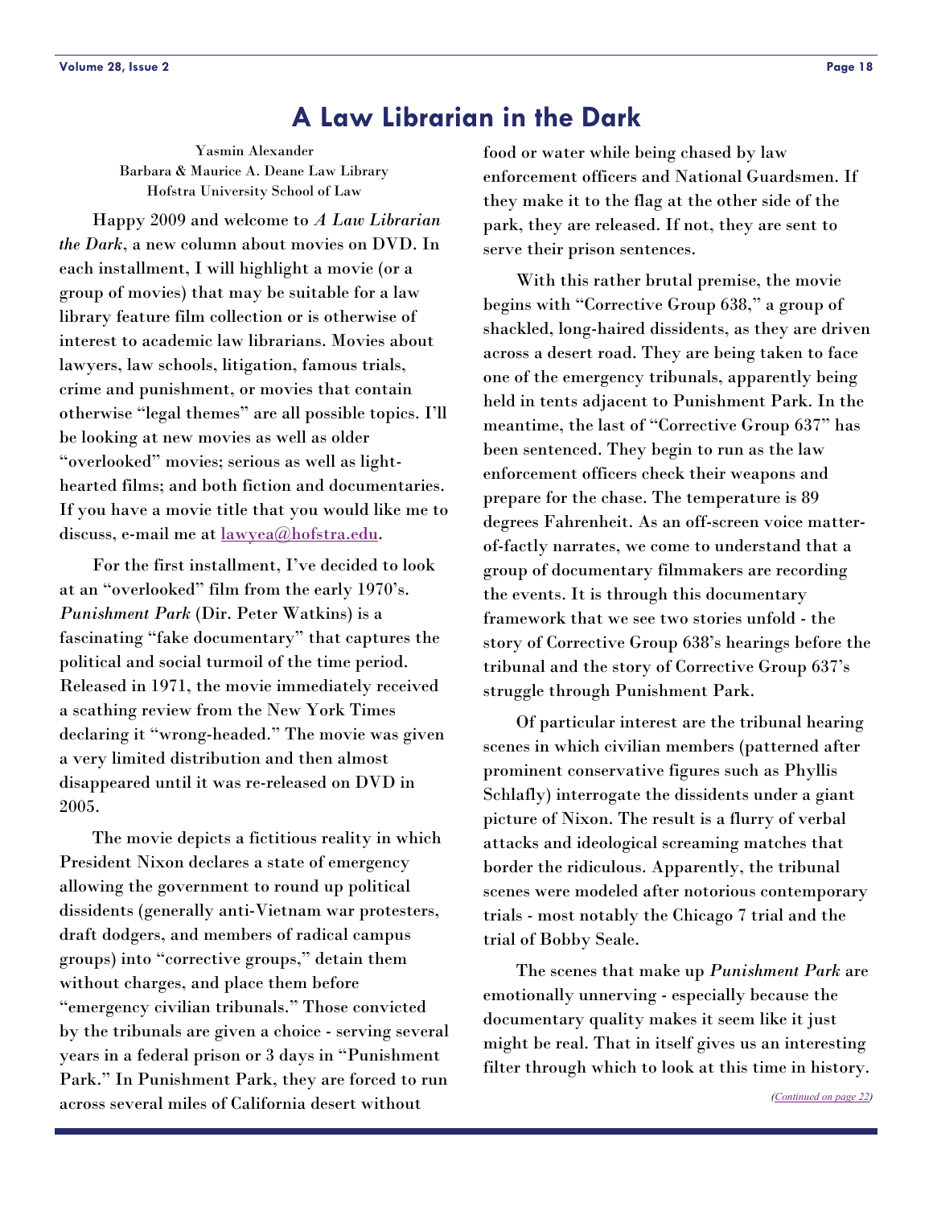# A Law Librarian in the Dark

Yasmin Alexander
Barbara & Maurice A. Deane Law Library
Hofstra University School of Law

Happy 2009 and welcome to *A Law Librarian the Dark*, a new column about movies on DVD. In each installment, I will highlight a movie (or a group of movies) that may be suitable for a law library feature film collection or is otherwise of interest to academic law librarians. Movies about lawyers, law schools, litigation, famous trials, crime and punishment, or movies that contain otherwise "legal themes" are all possible topics. I'll be looking at new movies as well as older "overlooked" movies; serious as well as light-hearted films; and both fiction and documentaries. If you have a movie title that you would like me to discuss, e-mail me at lawyea@hofstra.edu.

For the first installment, I've decided to look at an "overlooked" film from the early 1970's. *Punishment Park* (Dir. Peter Watkins) is a fascinating "fake documentary" that captures the political and social turmoil of the time period. Released in 1971, the movie immediately received a scathing review from the New York Times declaring it "wrong-headed." The movie was given a very limited distribution and then almost disappeared until it was re-released on DVD in 2005.

The movie depicts a fictitious reality in which President Nixon declares a state of emergency allowing the government to round up political dissidents (generally anti-Vietnam war protesters, draft dodgers, and members of radical campus groups) into "corrective groups," detain them without charges, and place them before "emergency civilian tribunals." Those convicted by the tribunals are given a choice - serving several years in a federal prison or 3 days in "Punishment Park." In Punishment Park, they are forced to run across several miles of California desert without food or water while being chased by law enforcement officers and National Guardsmen. If they make it to the flag at the other side of the park, they are released. If not, they are sent to serve their prison sentences.

With this rather brutal premise, the movie begins with "Corrective Group 638," a group of shackled, long-haired dissidents, as they are driven across a desert road. They are being taken to face one of the emergency tribunals, apparently being held in tents adjacent to Punishment Park. In the meantime, the last of "Corrective Group 637" has been sentenced. They begin to run as the law enforcement officers check their weapons and prepare for the chase. The temperature is 89 degrees Fahrenheit. As an off-screen voice matter-of-factly narrates, we come to understand that a group of documentary filmmakers are recording the events. It is through this documentary framework that we see two stories unfold - the story of Corrective Group 638's hearings before the tribunal and the story of Corrective Group 637's struggle through Punishment Park.

Of particular interest are the tribunal hearing scenes in which civilian members (patterned after prominent conservative figures such as Phyllis Schlafly) interrogate the dissidents under a giant picture of Nixon. The result is a flurry of verbal attacks and ideological screaming matches that border the ridiculous. Apparently, the tribunal scenes were modeled after notorious contemporary trials - most notably the Chicago 7 trial and the trial of Bobby Seale.

The scenes that make up *Punishment Park* are emotionally unnerving - especially because the documentary quality makes it seem like it just might be real. That in itself gives us an interesting filter through which to look at this time in history.

*(Continued on page 22)*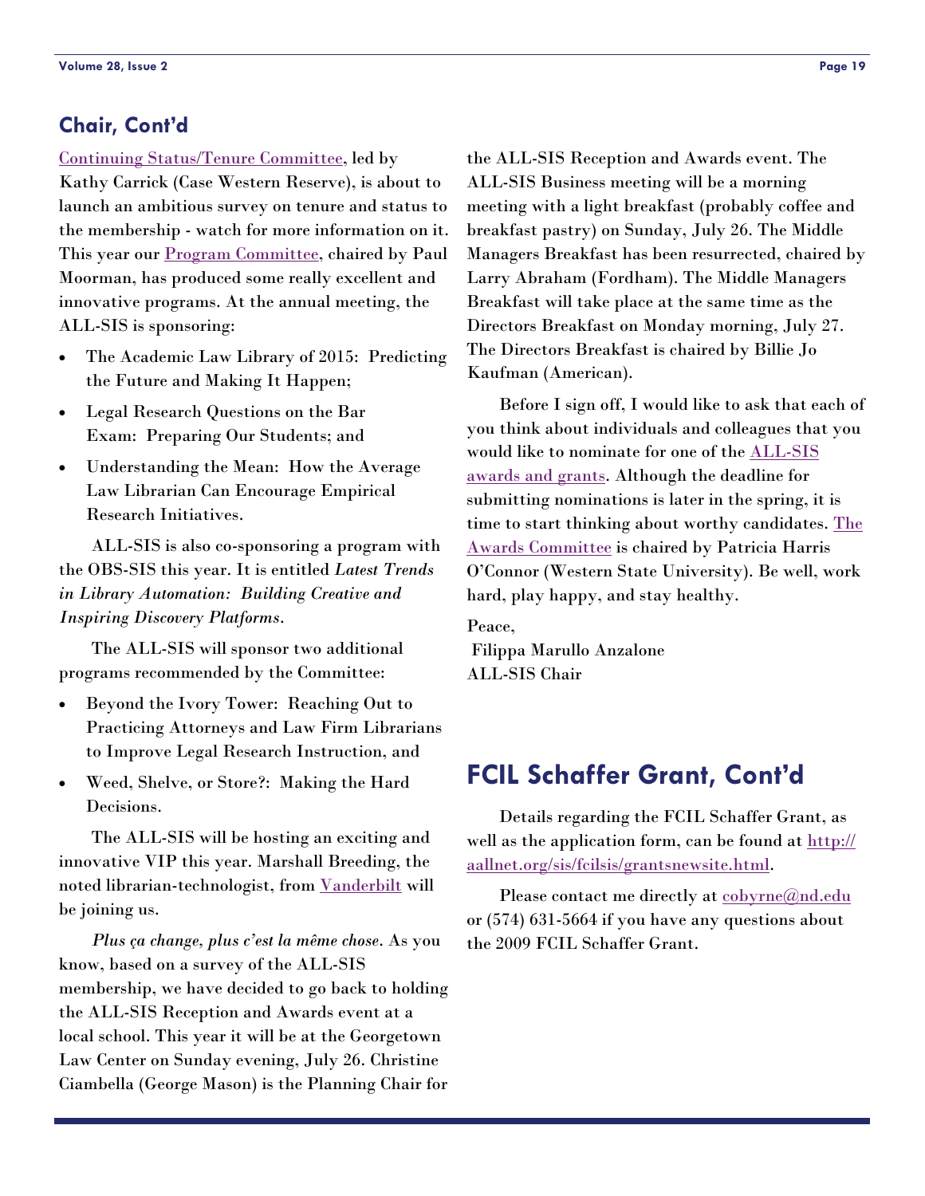## Chair, Cont'd

Continuing Status/Tenure Committee, led by Kathy Carrick (Case Western Reserve), is about to launch an ambitious survey on tenure and status to the membership - watch for more information on it. This year our Program Committee, chaired by Paul Moorman, has produced some really excellent and innovative programs. At the annual meeting, the ALL-SIS is sponsoring:

- The Academic Law Library of 2015: Predicting the Future and Making It Happen;
- Legal Research Questions on the Bar Exam: Preparing Our Students; and
- Understanding the Mean: How the Average Law Librarian Can Encourage Empirical Research Initiatives.

ALL-SIS is also co-sponsoring a program with the OBS-SIS this year. It is entitled *Latest Trends in Library Automation: Building Creative and Inspiring Discovery Platforms*.

The ALL-SIS will sponsor two additional programs recommended by the Committee:

- Beyond the Ivory Tower: Reaching Out to Practicing Attorneys and Law Firm Librarians to Improve Legal Research Instruction, and
- Weed, Shelve, or Store?: Making the Hard Decisions.

The ALL-SIS will be hosting an exciting and innovative VIP this year. Marshall Breeding, the noted librarian-technologist, from Vanderbilt will be joining us.

*Plus ça change, plus c'est la même chose*. As you know, based on a survey of the ALL-SIS membership, we have decided to go back to holding the ALL-SIS Reception and Awards event at a local school. This year it will be at the Georgetown Law Center on Sunday evening, July 26. Christine Ciambella (George Mason) is the Planning Chair for the ALL-SIS Reception and Awards event. The ALL-SIS Business meeting will be a morning meeting with a light breakfast (probably coffee and breakfast pastry) on Sunday, July 26. The Middle Managers Breakfast has been resurrected, chaired by Larry Abraham (Fordham). The Middle Managers Breakfast will take place at the same time as the Directors Breakfast on Monday morning, July 27. The Directors Breakfast is chaired by Billie Jo Kaufman (American).

Before I sign off, I would like to ask that each of you think about individuals and colleagues that you would like to nominate for one of the ALL-SIS awards and grants. Although the deadline for submitting nominations is later in the spring, it is time to start thinking about worthy candidates. The Awards Committee is chaired by Patricia Harris O'Connor (Western State University). Be well, work hard, play happy, and stay healthy.

Peace,
Filippa Marullo Anzalone
ALL-SIS Chair

## FCIL Schaffer Grant, Cont'd

Details regarding the FCIL Schaffer Grant, as well as the application form, can be found at http://aallnet.org/sis/fcilsis/grantsnewsite.html.

Please contact me directly at cobyrne@nd.edu or (574) 631-5664 if you have any questions about the 2009 FCIL Schaffer Grant.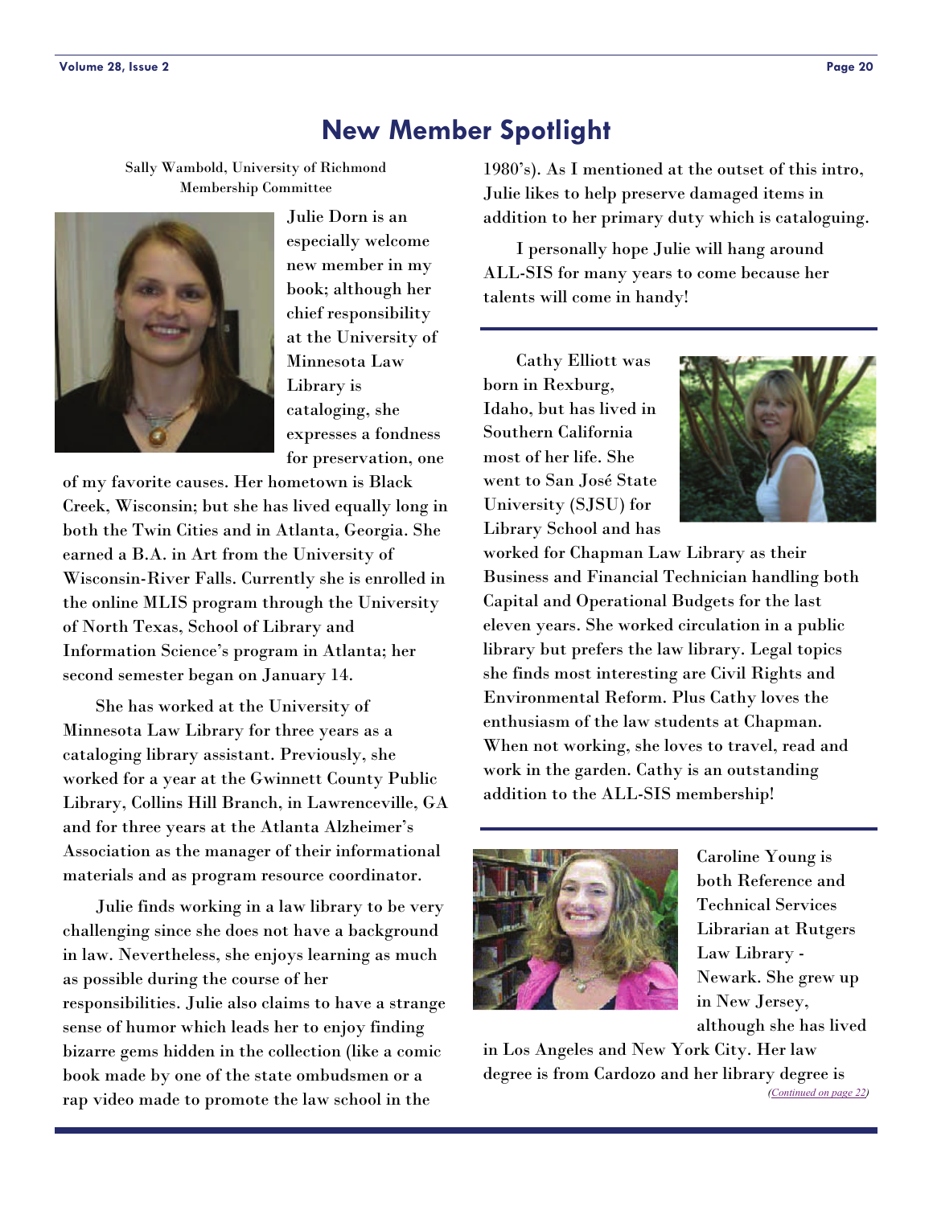# New Member Spotlight

Sally Wambold, University of Richmond
Membership Committee

Julie Dorn is an especially welcome new member in my book; although her chief responsibility at the University of Minnesota Law Library is cataloging, she expresses a fondness for preservation, one of my favorite causes. Her hometown is Black Creek, Wisconsin; but she has lived equally long in both the Twin Cities and in Atlanta, Georgia. She earned a B.A. in Art from the University of Wisconsin-River Falls. Currently she is enrolled in the online MLIS program through the University of North Texas, School of Library and Information Science's program in Atlanta; her second semester began on January 14.

She has worked at the University of Minnesota Law Library for three years as a cataloging library assistant. Previously, she worked for a year at the Gwinnett County Public Library, Collins Hill Branch, in Lawrenceville, GA and for three years at the Atlanta Alzheimer's Association as the manager of their informational materials and as program resource coordinator.

Julie finds working in a law library to be very challenging since she does not have a background in law. Nevertheless, she enjoys learning as much as possible during the course of her responsibilities. Julie also claims to have a strange sense of humor which leads her to enjoy finding bizarre gems hidden in the collection (like a comic book made by one of the state ombudsmen or a rap video made to promote the law school in the 1980's). As I mentioned at the outset of this intro, Julie likes to help preserve damaged items in addition to her primary duty which is cataloguing.

I personally hope Julie will hang around ALL-SIS for many years to come because her talents will come in handy!

---

Cathy Elliott was born in Rexburg, Idaho, but has lived in Southern California most of her life. She went to San José State University (SJSU) for Library School and has worked for Chapman Law Library as their Business and Financial Technician handling both Capital and Operational Budgets for the last eleven years. She worked circulation in a public library but prefers the law library. Legal topics she finds most interesting are Civil Rights and Environmental Reform. Plus Cathy loves the enthusiasm of the law students at Chapman. When not working, she loves to travel, read and work in the garden. Cathy is an outstanding addition to the ALL-SIS membership!

---

Caroline Young is both Reference and Technical Services Librarian at Rutgers Law Library - Newark. She grew up in New Jersey, although she has lived in Los Angeles and New York City. Her law degree is from Cardozo and her library degree is

*(Continued on page 22)*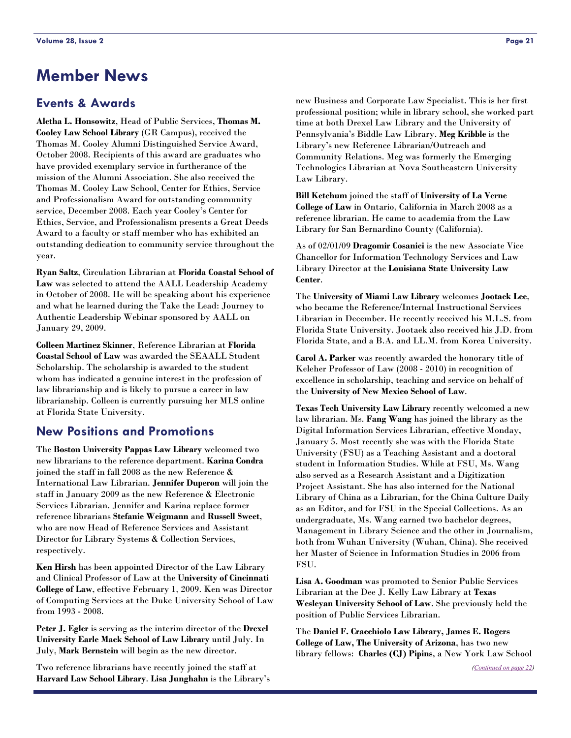# Member News

## Events & Awards

**Aletha L. Honsowitz**, Head of Public Services, **Thomas M. Cooley Law School Library** (GR Campus), received the Thomas M. Cooley Alumni Distinguished Service Award, October 2008. Recipients of this award are graduates who have provided exemplary service in furtherance of the mission of the Alumni Association. She also received the Thomas M. Cooley Law School, Center for Ethics, Service and Professionalism Award for outstanding community service, December 2008. Each year Cooley's Center for Ethics, Service, and Professionalism presents a Great Deeds Award to a faculty or staff member who has exhibited an outstanding dedication to community service throughout the year.

**Ryan Saltz**, Circulation Librarian at **Florida Coastal School of Law** was selected to attend the AALL Leadership Academy in October of 2008. He will be speaking about his experience and what he learned during the Take the Lead: Journey to Authentic Leadership Webinar sponsored by AALL on January 29, 2009.

**Colleen Martinez Skinner**, Reference Librarian at **Florida Coastal School of Law** was awarded the SEAALL Student Scholarship. The scholarship is awarded to the student whom has indicated a genuine interest in the profession of law librarianship and is likely to pursue a career in law librarianship. Colleen is currently pursuing her MLS online at Florida State University.

## New Positions and Promotions

The **Boston University Pappas Law Library** welcomed two new librarians to the reference department. **Karina Condra** joined the staff in fall 2008 as the new Reference & International Law Librarian. **Jennifer Duperon** will join the staff in January 2009 as the new Reference & Electronic Services Librarian. Jennifer and Karina replace former reference librarians **Stefanie Weigmann** and **Russell Sweet**, who are now Head of Reference Services and Assistant Director for Library Systems & Collection Services, respectively.

**Ken Hirsh** has been appointed Director of the Law Library and Clinical Professor of Law at the **University of Cincinnati College of Law**, effective February 1, 2009. Ken was Director of Computing Services at the Duke University School of Law from 1993 - 2008.

**Peter J. Egler** is serving as the interim director of the **Drexel University Earle Mack School of Law Library** until July. In July, **Mark Bernstein** will begin as the new director.

Two reference librarians have recently joined the staff at **Harvard Law School Library**. **Lisa Junghahn** is the Library's new Business and Corporate Law Specialist. This is her first professional position; while in library school, she worked part time at both Drexel Law Library and the University of Pennsylvania's Biddle Law Library. **Meg Kribble** is the Library's new Reference Librarian/Outreach and Community Relations. Meg was formerly the Emerging Technologies Librarian at Nova Southeastern University Law Library.

**Bill Ketchum** joined the staff of **University of La Verne College of Law** in Ontario, California in March 2008 as a reference librarian. He came to academia from the Law Library for San Bernardino County (California).

As of 02/01/09 **Dragomir Cosanici** is the new Associate Vice Chancellor for Information Technology Services and Law Library Director at the **Louisiana State University Law Center**.

The **University of Miami Law Library** welcomes **Jootaek Lee**, who became the Reference/Internal Instructional Services Librarian in December. He recently received his M.L.S. from Florida State University. Jootaek also received his J.D. from Florida State, and a B.A. and LL.M. from Korea University.

**Carol A. Parker** was recently awarded the honorary title of Keleher Professor of Law (2008 - 2010) in recognition of excellence in scholarship, teaching and service on behalf of the **University of New Mexico School of Law**.

**Texas Tech University Law Library** recently welcomed a new law librarian. Ms. **Fang Wang** has joined the library as the Digital Information Services Librarian, effective Monday, January 5. Most recently she was with the Florida State University (FSU) as a Teaching Assistant and a doctoral student in Information Studies. While at FSU, Ms. Wang also served as a Research Assistant and a Digitization Project Assistant. She has also interned for the National Library of China as a Librarian, for the China Culture Daily as an Editor, and for FSU in the Special Collections. As an undergraduate, Ms. Wang earned two bachelor degrees, Management in Library Science and the other in Journalism, both from Wuhan University (Wuhan, China). She received her Master of Science in Information Studies in 2006 from FSU.

**Lisa A. Goodman** was promoted to Senior Public Services Librarian at the Dee J. Kelly Law Library at **Texas Wesleyan University School of Law**. She previously held the position of Public Services Librarian.

The **Daniel F. Cracchiolo Law Library, James E. Rogers College of Law, The University of Arizona**, has two new library fellows: **Charles (CJ) Pipins**, a New York Law School

*(Continued on page 22)*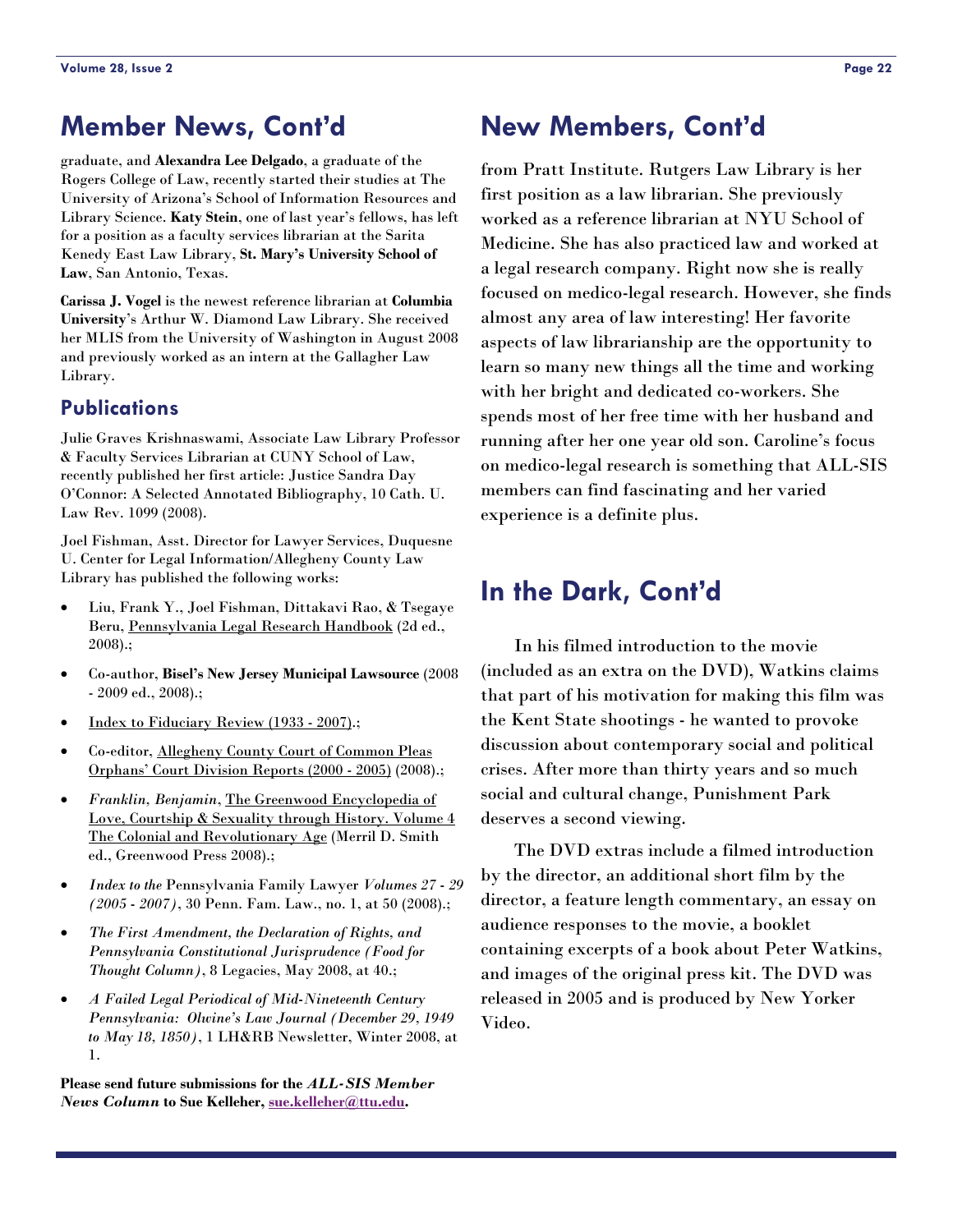## Member News, Cont'd

graduate, and **Alexandra Lee Delgado**, a graduate of the Rogers College of Law, recently started their studies at The University of Arizona's School of Information Resources and Library Science. **Katy Stein**, one of last year's fellows, has left for a position as a faculty services librarian at the Sarita Kenedy East Law Library, **St. Mary's University School of Law**, San Antonio, Texas.

**Carissa J. Vogel** is the newest reference librarian at **Columbia University**'s Arthur W. Diamond Law Library. She received her MLIS from the University of Washington in August 2008 and previously worked as an intern at the Gallagher Law Library.

### Publications

Julie Graves Krishnaswami, Associate Law Library Professor & Faculty Services Librarian at CUNY School of Law, recently published her first article: Justice Sandra Day O'Connor: A Selected Annotated Bibliography, 10 Cath. U. Law Rev. 1099 (2008).

Joel Fishman, Asst. Director for Lawyer Services, Duquesne U. Center for Legal Information/Allegheny County Law Library has published the following works:

- Liu, Frank Y., Joel Fishman, Dittakavi Rao, & Tsegaye Beru, Pennsylvania Legal Research Handbook (2d ed., 2008).;
- Co-author, **Bisel's New Jersey Municipal Lawsource** (2008 - 2009 ed., 2008).;
- Index to Fiduciary Review (1933 - 2007).;
- Co-editor, Allegheny County Court of Common Pleas Orphans' Court Division Reports (2000 - 2005) (2008).;
- *Franklin, Benjamin*, The Greenwood Encyclopedia of Love, Courtship & Sexuality through History. Volume 4 The Colonial and Revolutionary Age (Merril D. Smith ed., Greenwood Press 2008).;
- *Index to the* Pennsylvania Family Lawyer *Volumes 27 - 29 (2005 - 2007)*, 30 Penn. Fam. Law., no. 1, at 50 (2008).;
- *The First Amendment, the Declaration of Rights, and Pennsylvania Constitutional Jurisprudence (Food for Thought Column)*, 8 Legacies, May 2008, at 40.;
- *A Failed Legal Periodical of Mid-Nineteenth Century Pennsylvania: Olwine's Law Journal (December 29, 1949 to May 18, 1850)*, 1 LH&RB Newsletter, Winter 2008, at 1.

**Please send future submissions for the *ALL-SIS Member News Column* to Sue Kelleher, sue.kelleher@ttu.edu.**

## New Members, Cont'd

from Pratt Institute. Rutgers Law Library is her first position as a law librarian. She previously worked as a reference librarian at NYU School of Medicine. She has also practiced law and worked at a legal research company. Right now she is really focused on medico-legal research. However, she finds almost any area of law interesting! Her favorite aspects of law librarianship are the opportunity to learn so many new things all the time and working with her bright and dedicated co-workers. She spends most of her free time with her husband and running after her one year old son. Caroline's focus on medico-legal research is something that ALL-SIS members can find fascinating and her varied experience is a definite plus.

## In the Dark, Cont'd

In his filmed introduction to the movie (included as an extra on the DVD), Watkins claims that part of his motivation for making this film was the Kent State shootings - he wanted to provoke discussion about contemporary social and political crises. After more than thirty years and so much social and cultural change, Punishment Park deserves a second viewing.

The DVD extras include a filmed introduction by the director, an additional short film by the director, a feature length commentary, an essay on audience responses to the movie, a booklet containing excerpts of a book about Peter Watkins, and images of the original press kit. The DVD was released in 2005 and is produced by New Yorker Video.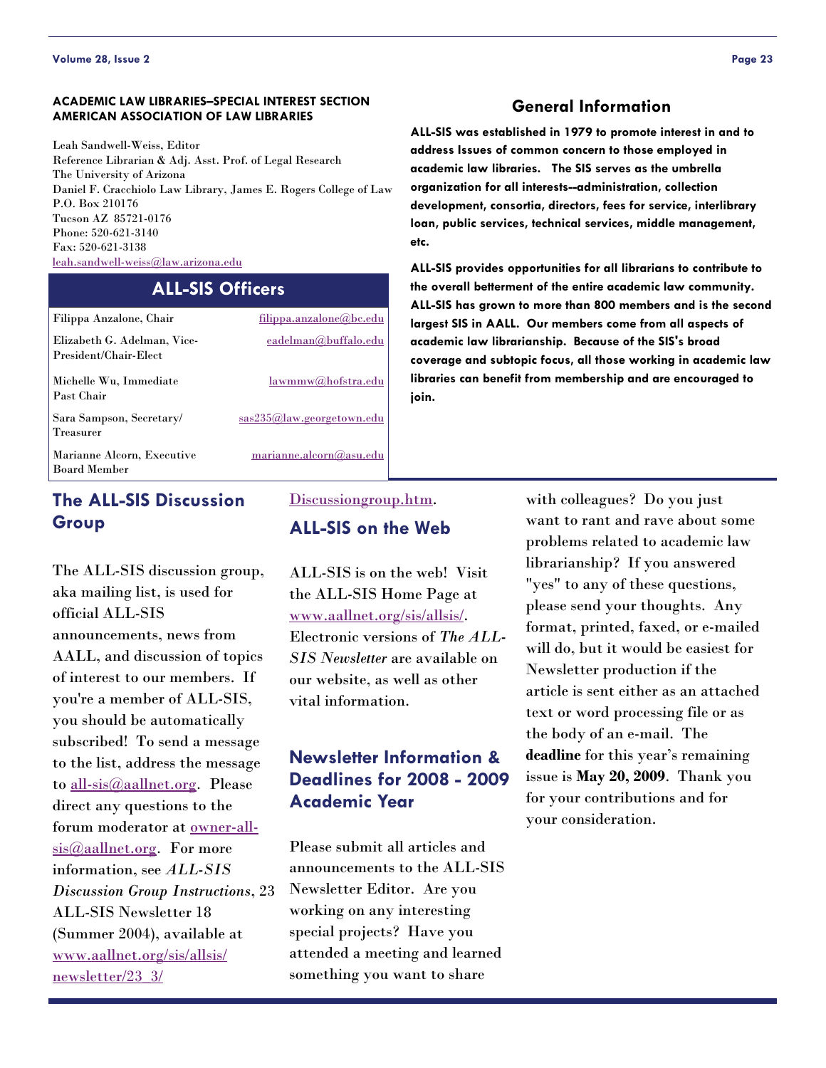**ACADEMIC LAW LIBRARIES–SPECIAL INTEREST SECTION**
**AMERICAN ASSOCIATION OF LAW LIBRARIES**

Leah Sandwell-Weiss, Editor
Reference Librarian & Adj. Asst. Prof. of Legal Research
The University of Arizona
Daniel F. Cracchiolo Law Library, James E. Rogers College of Law
P.O. Box 210176
Tucson AZ 85721-0176
Phone: 520-621-3140
Fax: 520-621-3138
leah.sandwell-weiss@law.arizona.edu

## ALL-SIS Officers

| | |
|---|---|
| Filippa Anzalone, Chair | filippa.anzalone@bc.edu |
| Elizabeth G. Adelman, Vice-President/Chair-Elect | eadelman@buffalo.edu |
| Michelle Wu, Immediate Past Chair | lawmmw@hofstra.edu |
| Sara Sampson, Secretary/Treasurer | sas235@law.georgetown.edu |
| Marianne Alcorn, Executive Board Member | marianne.alcorn@asu.edu |

## General Information

**ALL-SIS was established in 1979 to promote interest in and to address Issues of common concern to those employed in academic law libraries. The SIS serves as the umbrella organization for all interests--administration, collection development, consortia, directors, fees for service, interlibrary loan, public services, technical services, middle management, etc.**

**ALL-SIS provides opportunities for all librarians to contribute to the overall betterment of the entire academic law community. ALL-SIS has grown to more than 800 members and is the second largest SIS in AALL. Our members come from all aspects of academic law librarianship. Because of the SIS's broad coverage and subtopic focus, all those working in academic law libraries can benefit from membership and are encouraged to join.**

## The ALL-SIS Discussion Group

The ALL-SIS discussion group, aka mailing list, is used for official ALL-SIS announcements, news from AALL, and discussion of topics of interest to our members. If you're a member of ALL-SIS, you should be automatically subscribed! To send a message to the list, address the message to all-sis@aallnet.org. Please direct any questions to the forum moderator at owner-all-sis@aallnet.org. For more information, see *ALL-SIS Discussion Group Instructions*, 23 ALL-SIS Newsletter 18 (Summer 2004), available at www.aallnet.org/sis/allsis/newsletter/23_3/Discussiongroup.htm.

## ALL-SIS on the Web

ALL-SIS is on the web! Visit the ALL-SIS Home Page at www.aallnet.org/sis/allsis/. Electronic versions of *The ALL-SIS Newsletter* are available on our website, as well as other vital information.

## Newsletter Information & Deadlines for 2008 - 2009 Academic Year

Please submit all articles and announcements to the ALL-SIS Newsletter Editor. Are you working on any interesting special projects? Have you attended a meeting and learned something you want to share with colleagues? Do you just want to rant and rave about some problems related to academic law librarianship? If you answered "yes" to any of these questions, please send your thoughts. Any format, printed, faxed, or e-mailed will do, but it would be easiest for Newsletter production if the article is sent either as an attached text or word processing file or as the body of an e-mail. The **deadline** for this year's remaining issue is **May 20, 2009**. Thank you for your contributions and for your consideration.